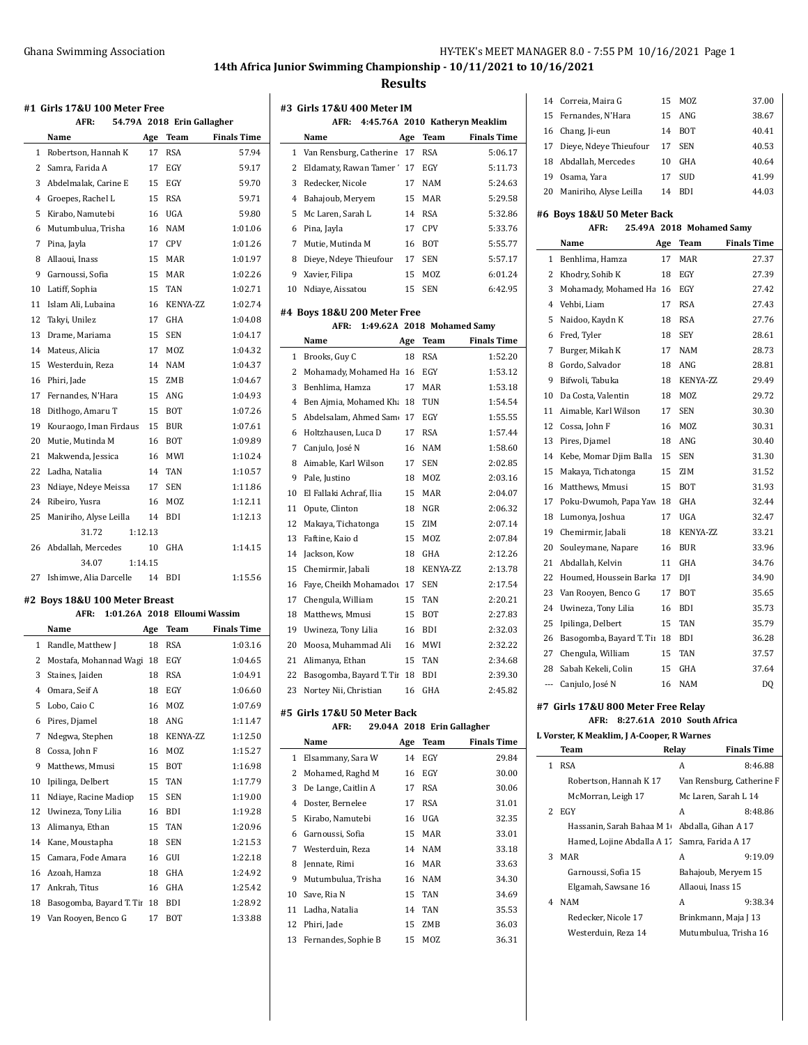## 14th Africa Junior Swimming Championship - 10/11/2021 to 10/16/2021

## Results

### #1 Girls 17&U 100 Meter Free

AFR: 54.79A 2018 Erin Gallagher

| | Name | Age | Team | Finals Time |
|---|---|---|---|---|
| 1 | Robertson, Hannah K | 17 | RSA | 57.94 |
| 2 | Samra, Farida A | 17 | EGY | 59.17 |
| 3 | Abdelmalak, Carine E | 15 | EGY | 59.70 |
| 4 | Groepes, Rachel L | 15 | RSA | 59.71 |
| 5 | Kirabo, Namutebi | 16 | UGA | 59.80 |
| 6 | Mutumbulua, Trisha | 16 | NAM | 1:01.06 |
| 7 | Pina, Jayla | 17 | CPV | 1:01.26 |
| 8 | Allaoui, Inass | 15 | MAR | 1:01.97 |
| 9 | Garnoussi, Sofia | 15 | MAR | 1:02.26 |
| 10 | Latiff, Sophia | 15 | TAN | 1:02.71 |
| 11 | Islam Ali, Lubaina | 16 | KENYA-ZZ | 1:02.74 |
| 12 | Takyi, Unilez | 17 | GHA | 1:04.08 |
| 13 | Drame, Mariama | 15 | SEN | 1:04.17 |
| 14 | Mateus, Alicia | 17 | MOZ | 1:04.32 |
| 15 | Westerduin, Reza | 14 | NAM | 1:04.37 |
| 16 | Phiri, Jade | 15 | ZMB | 1:04.67 |
| 17 | Fernandes, N'Hara | 15 | ANG | 1:04.93 |
| 18 | Ditlhogo, Amaru T | 15 | BOT | 1:07.26 |
| 19 | Kouraogo, Iman Firdaus | 15 | BUR | 1:07.61 |
| 20 | Mutie, Mutinda M | 16 | BOT | 1:09.89 |
| 21 | Makwenda, Jessica | 16 | MWI | 1:10.24 |
| 22 | Ladha, Natalia | 14 | TAN | 1:10.57 |
| 23 | Ndiaye, Ndeye Meissa | 17 | SEN | 1:11.86 |
| 24 | Ribeiro, Yusra | 16 | MOZ | 1:12.11 |
| 25 | Maniriho, Alyse Leilla | 14 | BDI | 1:12.13 |
| | 31.72 1:12.13 | | | |
| 26 | Abdallah, Mercedes | 10 | GHA | 1:14.15 |
| | 34.07 1:14.15 | | | |
| 27 | Ishimwe, Alia Darcelle | 14 | BDI | 1:15.56 |

### #2 Boys 18&U 100 Meter Breast

AFR: 1:01.26A 2018 Elloumi Wassim

| | Name | Age | Team | Finals Time |
|---|---|---|---|---|
| 1 | Randle, Matthew J | 18 | RSA | 1:03.16 |
| 2 | Mostafa, Mohannad Wagi | 18 | EGY | 1:04.65 |
| 3 | Staines, Jaiden | 18 | RSA | 1:04.91 |
| 4 | Omara, Seif A | 18 | EGY | 1:06.60 |
| 5 | Lobo, Caio C | 16 | MOZ | 1:07.69 |
| 6 | Pires, Djamel | 18 | ANG | 1:11.47 |
| 7 | Ndegwa, Stephen | 18 | KENYA-ZZ | 1:12.50 |
| 8 | Cossa, John F | 16 | MOZ | 1:15.27 |
| 9 | Matthews, Mmusi | 15 | BOT | 1:16.98 |
| 10 | Ipilinga, Delbert | 15 | TAN | 1:17.79 |
| 11 | Ndiaye, Racine Madiop | 15 | SEN | 1:19.00 |
| 12 | Uwineza, Tony Lilia | 16 | BDI | 1:19.28 |
| 13 | Alimanya, Ethan | 15 | TAN | 1:20.96 |
| 14 | Kane, Moustapha | 18 | SEN | 1:21.53 |
| 15 | Camara, Fode Amara | 16 | GUI | 1:22.18 |
| 16 | Azoah, Hamza | 18 | GHA | 1:24.92 |
| 17 | Ankrah, Titus | 16 | GHA | 1:25.42 |
| 18 | Basogomba, Bayard T. Tir | 18 | BDI | 1:28.92 |
| 19 | Van Rooyen, Benco G | 17 | BOT | 1:33.88 |

### #3 Girls 17&U 400 Meter IM

AFR: 4:45.76A 2010 Katheryn Meaklim

| | Name | Age | Team | Finals Time |
|---|---|---|---|---|
| 1 | Van Rensburg, Catherine | 17 | RSA | 5:06.17 |
| 2 | Eldamaty, Rawan Tamer ' | 17 | EGY | 5:11.73 |
| 3 | Redecker, Nicole | 17 | NAM | 5:24.63 |
| 4 | Bahajoub, Meryem | 15 | MAR | 5:29.58 |
| 5 | Mc Laren, Sarah L | 14 | RSA | 5:32.86 |
| 6 | Pina, Jayla | 17 | CPV | 5:33.76 |
| 7 | Mutie, Mutinda M | 16 | BOT | 5:55.77 |
| 8 | Dieye, Ndeye Thieufour | 17 | SEN | 5:57.17 |
| 9 | Xavier, Filipa | 15 | MOZ | 6:01.24 |
| 10 | Ndiaye, Aissatou | 15 | SEN | 6:42.95 |

### #4 Boys 18&U 200 Meter Free

AFR: 1:49.62A 2018 Mohamed Samy

| | Name | Age | Team | Finals Time |
|---|---|---|---|---|
| 1 | Brooks, Guy C | 18 | RSA | 1:52.20 |
| 2 | Mohamady, Mohamed Ha | 16 | EGY | 1:53.12 |
| 3 | Benhlima, Hamza | 17 | MAR | 1:53.18 |
| 4 | Ben Ajmia, Mohamed Kha | 18 | TUN | 1:54.54 |
| 5 | Abdelsalam, Ahmed Sam | 17 | EGY | 1:55.55 |
| 6 | Holtzhausen, Luca D | 17 | RSA | 1:57.44 |
| 7 | Canjulo, José N | 16 | NAM | 1:58.60 |
| 8 | Aimable, Karl Wilson | 17 | SEN | 2:02.85 |
| 9 | Pale, Justino | 18 | MOZ | 2:03.16 |
| 10 | El Fallaki Achraf, Ilia | 15 | MAR | 2:04.07 |
| 11 | Opute, Clinton | 18 | NGR | 2:06.32 |
| 12 | Makaya, Tichatonga | 15 | ZIM | 2:07.14 |
| 13 | Faftine, Kaio d | 15 | MOZ | 2:07.84 |
| 14 | Jackson, Kow | 18 | GHA | 2:12.26 |
| 15 | Chemirmir, Jabali | 18 | KENYA-ZZ | 2:13.78 |
| 16 | Faye, Cheikh Mohamadou | 17 | SEN | 2:17.54 |
| 17 | Chengula, William | 15 | TAN | 2:20.21 |
| 18 | Matthews, Mmusi | 15 | BOT | 2:27.83 |
| 19 | Uwineza, Tony Lilia | 16 | BDI | 2:32.03 |
| 20 | Moosa, Muhammad Ali | 16 | MWI | 2:32.22 |
| 21 | Alimanya, Ethan | 15 | TAN | 2:34.68 |
| 22 | Basogomba, Bayard T. Tir | 18 | BDI | 2:39.30 |
| 23 | Nortey Nii, Christian | 16 | GHA | 2:45.82 |

### #5 Girls 17&U 50 Meter Back

AFR: 29.04A 2018 Erin Gallagher

| | Name | Age | Team | Finals Time |
|---|---|---|---|---|
| 1 | Elsammany, Sara W | 14 | EGY | 29.84 |
| 2 | Mohamed, Raghd M | 16 | EGY | 30.00 |
| 3 | De Lange, Caitlin A | 17 | RSA | 30.06 |
| 4 | Doster, Bernelee | 17 | RSA | 31.01 |
| 5 | Kirabo, Namutebi | 16 | UGA | 32.35 |
| 6 | Garnoussi, Sofia | 15 | MAR | 33.01 |
| 7 | Westerduin, Reza | 14 | NAM | 33.18 |
| 8 | Jennate, Rimi | 16 | MAR | 33.63 |
| 9 | Mutumbulua, Trisha | 16 | NAM | 34.30 |
| 10 | Save, Ria N | 15 | TAN | 34.69 |
| 11 | Ladha, Natalia | 14 | TAN | 35.53 |
| 12 | Phiri, Jade | 15 | ZMB | 36.03 |
| 13 | Fernandes, Sophie B | 15 | MOZ | 36.31 |
| 14 | Correia, Maira G | 15 | MOZ | 37.00 |
| 15 | Fernandes, N'Hara | 15 | ANG | 38.67 |
| 16 | Chang, Ji-eun | 14 | BOT | 40.41 |
| 17 | Dieye, Ndeye Thieufour | 17 | SEN | 40.53 |
| 18 | Abdallah, Mercedes | 10 | GHA | 40.64 |
| 19 | Osama, Yara | 17 | SUD | 41.99 |
| 20 | Maniriho, Alyse Leilla | 14 | BDI | 44.03 |

### #6 Boys 18&U 50 Meter Back

AFR: 25.49A 2018 Mohamed Samy

| | Name | Age | Team | Finals Time |
|---|---|---|---|---|
| 1 | Benhlima, Hamza | 17 | MAR | 27.37 |
| 2 | Khodry, Sohib K | 18 | EGY | 27.39 |
| 3 | Mohamady, Mohamed Ha | 16 | EGY | 27.42 |
| 4 | Vehbi, Liam | 17 | RSA | 27.43 |
| 5 | Naidoo, Kaydn K | 18 | RSA | 27.76 |
| 6 | Fred, Tyler | 18 | SEY | 28.61 |
| 7 | Burger, Mikah K | 17 | NAM | 28.73 |
| 8 | Gordo, Salvador | 18 | ANG | 28.81 |
| 9 | Bifwoli, Tabuka | 18 | KENYA-ZZ | 29.49 |
| 10 | Da Costa, Valentin | 18 | MOZ | 29.72 |
| 11 | Aimable, Karl Wilson | 17 | SEN | 30.30 |
| 12 | Cossa, John F | 16 | MOZ | 30.31 |
| 13 | Pires, Djamel | 18 | ANG | 30.40 |
| 14 | Kebe, Momar Djim Balla | 15 | SEN | 31.30 |
| 15 | Makaya, Tichatonga | 15 | ZIM | 31.52 |
| 16 | Matthews, Mmusi | 15 | BOT | 31.93 |
| 17 | Poku-Dwumoh, Papa Yaw | 18 | GHA | 32.44 |
| 18 | Lumonya, Joshua | 17 | UGA | 32.47 |
| 19 | Chemirmir, Jabali | 18 | KENYA-ZZ | 33.21 |
| 20 | Souleymane, Napare | 16 | BUR | 33.96 |
| 21 | Abdallah, Kelvin | 11 | GHA | 34.76 |
| 22 | Houmed, Houssein Barka | 17 | DJI | 34.90 |
| 23 | Van Rooyen, Benco G | 17 | BOT | 35.65 |
| 24 | Uwineza, Tony Lilia | 16 | BDI | 35.73 |
| 25 | Ipilinga, Delbert | 15 | TAN | 35.79 |
| 26 | Basogomba, Bayard T. Tir | 18 | BDI | 36.28 |
| 27 | Chengula, William | 15 | TAN | 37.57 |
| 28 | Sabah Kekeli, Colin | 15 | GHA | 37.64 |
| --- | Canjulo, José N | 16 | NAM | DQ |

### #7 Girls 17&U 800 Meter Free Relay

AFR: 8:27.61A 2010 South Africa

L Vorster, K Meaklim, J A-Cooper, R Warnes

| | Team | Relay | Finals Time |
|---|---|---|---|
| 1 | RSA | A | 8:46.88 |
| | Robertson, Hannah K 17 | Van Rensburg, Catherine F | |
| | McMorran, Leigh 17 | Mc Laren, Sarah L 14 | |
| 2 | EGY | A | 8:48.86 |
| | Hassanin, Sarah Bahaa M 16 | Abdalla, Gihan A 17 | |
| | Hamed, Lojine Abdalla A 17 | Samra, Farida A 17 | |
| 3 | MAR | A | 9:19.09 |
| | Garnoussi, Sofia 15 | Bahajoub, Meryem 15 | |
| | Elgamah, Sawsane 16 | Allaoui, Inass 15 | |
| 4 | NAM | A | 9:38.34 |
| | Redecker, Nicole 17 | Brinkmann, Maja J 13 | |
| | Westerduin, Reza 14 | Mutumbulua, Trisha 16 | |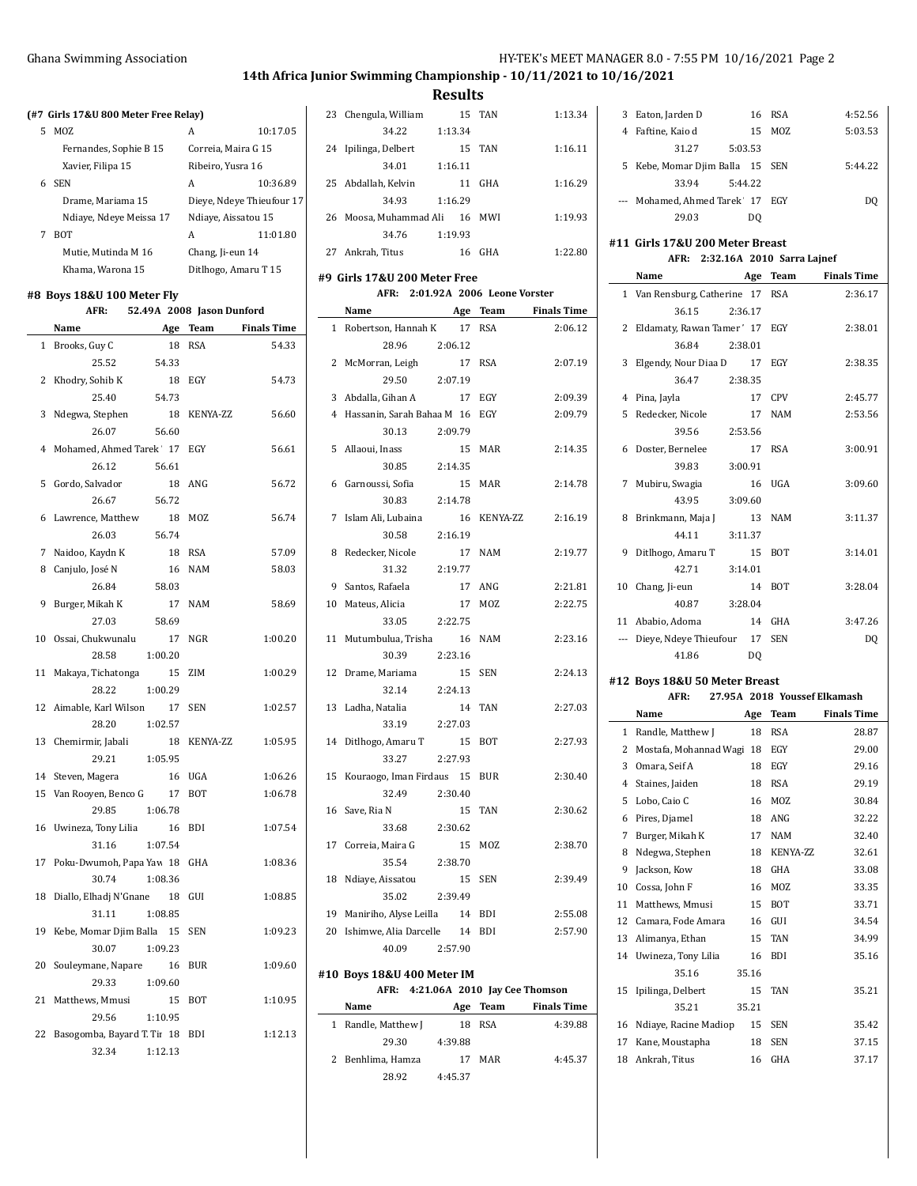## 14th Africa Junior Swimming Championship - 10/11/2021 to 10/16/2021

## Results

### (#7 Girls 17&U 800 Meter Free Relay)

| | Team | Relay | Finals Time |
|---|---|---|---|
| 5 | MOZ | A | 10:17.05 |
| | Fernandes, Sophie B 15 | Correia, Maira G 15 | |
| | Xavier, Filipa 15 | Ribeiro, Yusra 16 | |
| 6 | SEN | A | 10:36.89 |
| | Drame, Mariama 15 | Dieye, Ndeye Thieufour 17 | |
| | Ndiaye, Ndeye Meissa 17 | Ndiaye, Aissatou 15 | |
| 7 | BOT | A | 11:01.80 |
| | Mutie, Mutinda M 16 | Chang, Ji-eun 14 | |
| | Khama, Warona 15 | Ditlhogo, Amaru T 15 | |

### #8 Boys 18&U 100 Meter Fly

AFR: 52.49A 2008 Jason Dunford

| | Name | Age | Team | Finals Time |
|---|---|---|---|---|
| 1 | Brooks, Guy C | 18 | RSA | 54.33 |
| | 25.52 | 54.33 | | |
| 2 | Khodry, Sohib K | 18 | EGY | 54.73 |
| | 25.40 | 54.73 | | |
| 3 | Ndegwa, Stephen | 18 | KENYA-ZZ | 56.60 |
| | 26.07 | 56.60 | | |
| 4 | Mohamed, Ahmed Tarek ' | 17 | EGY | 56.61 |
| | 26.12 | 56.61 | | |
| 5 | Gordo, Salvador | 18 | ANG | 56.72 |
| | 26.67 | 56.72 | | |
| 6 | Lawrence, Matthew | 18 | MOZ | 56.74 |
| | 26.03 | 56.74 | | |
| 7 | Naidoo, Kaydn K | 18 | RSA | 57.09 |
| 8 | Canjulo, José N | 16 | NAM | 58.03 |
| | 26.84 | 58.03 | | |
| 9 | Burger, Mikah K | 17 | NAM | 58.69 |
| | 27.03 | 58.69 | | |
| 10 | Ossai, Chukwunalu | 17 | NGR | 1:00.20 |
| | 28.58 | 1:00.20 | | |
| 11 | Makaya, Tichatonga | 15 | ZIM | 1:00.29 |
| | 28.22 | 1:00.29 | | |
| 12 | Aimable, Karl Wilson | 17 | SEN | 1:02.57 |
| | 28.20 | 1:02.57 | | |
| 13 | Chemirmir, Jabali | 18 | KENYA-ZZ | 1:05.95 |
| | 29.21 | 1:05.95 | | |
| 14 | Steven, Magera | 16 | UGA | 1:06.26 |
| 15 | Van Rooyen, Benco G | 17 | BOT | 1:06.78 |
| | 29.85 | 1:06.78 | | |
| 16 | Uwineza, Tony Lilia | 16 | BDI | 1:07.54 |
| | 31.16 | 1:07.54 | | |
| 17 | Poku-Dwumoh, Papa Yaw | 18 | GHA | 1:08.36 |
| | 30.74 | 1:08.36 | | |
| 18 | Diallo, Elhadj N'Gnane | 18 | GUI | 1:08.85 |
| | 31.11 | 1:08.85 | | |
| 19 | Kebe, Momar Djim Balla | 15 | SEN | 1:09.23 |
| | 30.07 | 1:09.23 | | |
| 20 | Souleymane, Napare | 16 | BUR | 1:09.60 |
| | 29.33 | 1:09.60 | | |
| 21 | Matthews, Mmusi | 15 | BOT | 1:10.95 |
| | 29.56 | 1:10.95 | | |
| 22 | Basogomba, Bayard T. Tir | 18 | BDI | 1:12.13 |
| | 32.34 | 1:12.13 | | |
| 23 | Chengula, William | 15 | TAN | 1:13.34 |
| | 34.22 | 1:13.34 | | |
| 24 | Ipilinga, Delbert | 15 | TAN | 1:16.11 |
| | 34.01 | 1:16.11 | | |
| 25 | Abdallah, Kelvin | 11 | GHA | 1:16.29 |
| | 34.93 | 1:16.29 | | |
| 26 | Moosa, Muhammad Ali | 16 | MWI | 1:19.93 |
| | 34.76 | 1:19.93 | | |
| 27 | Ankrah, Titus | 16 | GHA | 1:22.80 |

### #9 Girls 17&U 200 Meter Free

AFR: 2:01.92A 2006 Leone Vorster

| | Name | Age | Team | Finals Time |
|---|---|---|---|---|
| 1 | Robertson, Hannah K | 17 | RSA | 2:06.12 |
| | 28.96 | 2:06.12 | | |
| 2 | McMorran, Leigh | 17 | RSA | 2:07.19 |
| | 29.50 | 2:07.19 | | |
| 3 | Abdalla, Gihan A | 17 | EGY | 2:09.39 |
| 4 | Hassanin, Sarah Bahaa M | 16 | EGY | 2:09.79 |
| | 30.13 | 2:09.79 | | |
| 5 | Allaoui, Inass | 15 | MAR | 2:14.35 |
| | 30.85 | 2:14.35 | | |
| 6 | Garnoussi, Sofia | 15 | MAR | 2:14.78 |
| | 30.83 | 2:14.78 | | |
| 7 | Islam Ali, Lubaina | 16 | KENYA-ZZ | 2:16.19 |
| | 30.58 | 2:16.19 | | |
| 8 | Redecker, Nicole | 17 | NAM | 2:19.77 |
| | 31.32 | 2:19.77 | | |
| 9 | Santos, Rafaela | 17 | ANG | 2:21.81 |
| 10 | Mateus, Alicia | 17 | MOZ | 2:22.75 |
| | 33.05 | 2:22.75 | | |
| 11 | Mutumbulua, Trisha | 16 | NAM | 2:23.16 |
| | 30.39 | 2:23.16 | | |
| 12 | Drame, Mariama | 15 | SEN | 2:24.13 |
| | 32.14 | 2:24.13 | | |
| 13 | Ladha, Natalia | 14 | TAN | 2:27.03 |
| | 33.19 | 2:27.03 | | |
| 14 | Ditlhogo, Amaru T | 15 | BOT | 2:27.93 |
| | 33.27 | 2:27.93 | | |
| 15 | Kouraogo, Iman Firdaus | 15 | BUR | 2:30.40 |
| | 32.49 | 2:30.40 | | |
| 16 | Save, Ria N | 15 | TAN | 2:30.62 |
| | 33.68 | 2:30.62 | | |
| 17 | Correia, Maira G | 15 | MOZ | 2:38.70 |
| | 35.54 | 2:38.70 | | |
| 18 | Ndiaye, Aissatou | 15 | SEN | 2:39.49 |
| | 35.02 | 2:39.49 | | |
| 19 | Maniriho, Alyse Leilla | 14 | BDI | 2:55.08 |
| 20 | Ishimwe, Alia Darcelle | 14 | BDI | 2:57.90 |
| | 40.09 | 2:57.90 | | |

### #10 Boys 18&U 400 Meter IM

AFR: 4:21.06A 2010 Jay Cee Thomson

| | Name | Age | Team | Finals Time |
|---|---|---|---|---|
| 1 | Randle, Matthew J | 18 | RSA | 4:39.88 |
| | 29.30 | 4:39.88 | | |
| 2 | Benhlima, Hamza | 17 | MAR | 4:45.37 |
| | 28.92 | 4:45.37 | | |
| 3 | Eaton, Jarden D | 16 | RSA | 4:52.56 |
| 4 | Faftine, Kaio d | 15 | MOZ | 5:03.53 |
| | 31.27 | 5:03.53 | | |
| 5 | Kebe, Momar Djim Balla | 15 | SEN | 5:44.22 |
| | 33.94 | 5:44.22 | | |
| --- | Mohamed, Ahmed Tarek ' | 17 | EGY | DQ |
| | 29.03 | DQ | | |

### #11 Girls 17&U 200 Meter Breast

AFR: 2:32.16A 2010 Sarra Lajnef

| | Name | Age | Team | Finals Time |
|---|---|---|---|---|
| 1 | Van Rensburg, Catherine | 17 | RSA | 2:36.17 |
| | 36.15 | 2:36.17 | | |
| 2 | Eldamaty, Rawan Tamer ' | 17 | EGY | 2:38.01 |
| | 36.84 | 2:38.01 | | |
| 3 | Elgendy, Nour Diaa D | 17 | EGY | 2:38.35 |
| | 36.47 | 2:38.35 | | |
| 4 | Pina, Jayla | 17 | CPV | 2:45.77 |
| 5 | Redecker, Nicole | 17 | NAM | 2:53.56 |
| | 39.56 | 2:53.56 | | |
| 6 | Doster, Bernelee | 17 | RSA | 3:00.91 |
| | 39.83 | 3:00.91 | | |
| 7 | Mubiru, Swagia | 16 | UGA | 3:09.60 |
| | 43.95 | 3:09.60 | | |
| 8 | Brinkmann, Maja J | 13 | NAM | 3:11.37 |
| | 44.11 | 3:11.37 | | |
| 9 | Ditlhogo, Amaru T | 15 | BOT | 3:14.01 |
| | 42.71 | 3:14.01 | | |
| 10 | Chang, Ji-eun | 14 | BOT | 3:28.04 |
| | 40.87 | 3:28.04 | | |
| 11 | Ababio, Adoma | 14 | GHA | 3:47.26 |
| --- | Dieye, Ndeye Thieufour | 17 | SEN | DQ |
| | 41.86 | DQ | | |

### #12 Boys 18&U 50 Meter Breast

AFR: 27.95A 2018 Youssef Elkamash

| | Name | Age | Team | Finals Time |
|---|---|---|---|---|
| 1 | Randle, Matthew J | 18 | RSA | 28.87 |
| 2 | Mostafa, Mohannad Wagi | 18 | EGY | 29.00 |
| 3 | Omara, Seif A | 18 | EGY | 29.16 |
| 4 | Staines, Jaiden | 18 | RSA | 29.19 |
| 5 | Lobo, Caio C | 16 | MOZ | 30.84 |
| 6 | Pires, Djamel | 18 | ANG | 32.22 |
| 7 | Burger, Mikah K | 17 | NAM | 32.40 |
| 8 | Ndegwa, Stephen | 18 | KENYA-ZZ | 32.61 |
| 9 | Jackson, Kow | 18 | GHA | 33.08 |
| 10 | Cossa, John F | 16 | MOZ | 33.35 |
| 11 | Matthews, Mmusi | 15 | BOT | 33.71 |
| 12 | Camara, Fode Amara | 16 | GUI | 34.54 |
| 13 | Alimanya, Ethan | 15 | TAN | 34.99 |
| 14 | Uwineza, Tony Lilia | 16 | BDI | 35.16 |
| | 35.16 | 35.16 | | |
| 15 | Ipilinga, Delbert | 15 | TAN | 35.21 |
| | 35.21 | 35.21 | | |
| 16 | Ndiaye, Racine Madiop | 15 | SEN | 35.42 |
| 17 | Kane, Moustapha | 18 | SEN | 37.15 |
| 18 | Ankrah, Titus | 16 | GHA | 37.17 |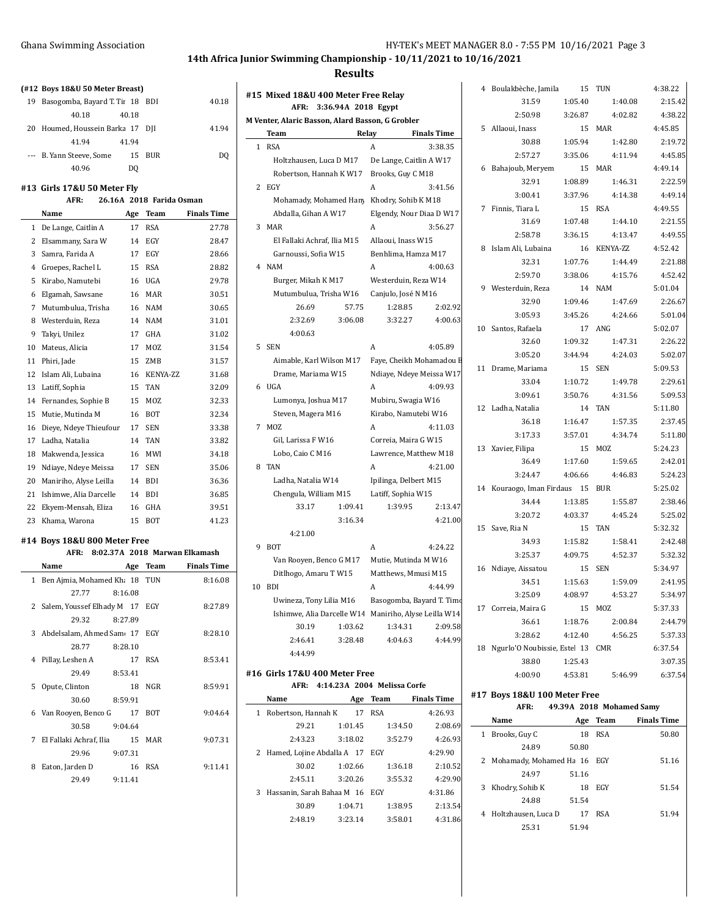## 14th Africa Junior Swimming Championship - 10/11/2021 to 10/16/2021

## Results

### (#12 Boys 18&U 50 Meter Breast)

| | Name | Age | Team | Finals Time |
|---|---|---|---|---|
| 19 | Basogomba, Bayard T. Tir | 18 | BDI | 40.18 |
| | 40.18 | 40.18 | | |
| 20 | Houmed, Houssein Barka | 17 | DJI | 41.94 |
| | 41.94 | 41.94 | | |
| --- | B. Yann Steeve, Some | 15 | BUR | DQ |
| | 40.96 | DQ | | |

### #13 Girls 17&U 50 Meter Fly

AFR: 26.16A 2018 Farida Osman

| | Name | Age | Team | Finals Time |
|---|---|---|---|---|
| 1 | De Lange, Caitlin A | 17 | RSA | 27.78 |
| 2 | Elsammany, Sara W | 14 | EGY | 28.47 |
| 3 | Samra, Farida A | 17 | EGY | 28.66 |
| 4 | Groepes, Rachel L | 15 | RSA | 28.82 |
| 5 | Kirabo, Namutebi | 16 | UGA | 29.78 |
| 6 | Elgamah, Sawsane | 16 | MAR | 30.51 |
| 7 | Mutumbulua, Trisha | 16 | NAM | 30.65 |
| 8 | Westerduin, Reza | 14 | NAM | 31.01 |
| 9 | Takyi, Unilez | 17 | GHA | 31.02 |
| 10 | Mateus, Alicia | 17 | MOZ | 31.54 |
| 11 | Phiri, Jade | 15 | ZMB | 31.57 |
| 12 | Islam Ali, Lubaina | 16 | KENYA-ZZ | 31.68 |
| 13 | Latiff, Sophia | 15 | TAN | 32.09 |
| 14 | Fernandes, Sophie B | 15 | MOZ | 32.33 |
| 15 | Mutie, Mutinda M | 16 | BOT | 32.34 |
| 16 | Dieye, Ndeye Thieufour | 17 | SEN | 33.38 |
| 17 | Ladha, Natalia | 14 | TAN | 33.82 |
| 18 | Makwenda, Jessica | 16 | MWI | 34.18 |
| 19 | Ndiaye, Ndeye Meissa | 17 | SEN | 35.06 |
| 20 | Maniriho, Alyse Leilla | 14 | BDI | 36.36 |
| 21 | Ishimwe, Alia Darcelle | 14 | BDI | 36.85 |
| 22 | Ekyem-Mensah, Eliza | 16 | GHA | 39.51 |
| 23 | Khama, Warona | 15 | BOT | 41.23 |

### #14 Boys 18&U 800 Meter Free

AFR: 8:02.37A 2018 Marwan Elkamash

| | Name | Age | Team | Finals Time |
|---|---|---|---|---|
| 1 | Ben Ajmia, Mohamed Kha | 18 | TUN | 8:16.08 |
| | 27.77 | 8:16.08 | | |
| 2 | Salem, Youssef Elhady M | 17 | EGY | 8:27.89 |
| | 29.32 | 8:27.89 | | |
| 3 | Abdelsalam, Ahmed Samo | 17 | EGY | 8:28.10 |
| | 28.77 | 8:28.10 | | |
| 4 | Pillay, Leshen A | 17 | RSA | 8:53.41 |
| | 29.49 | 8:53.41 | | |
| 5 | Opute, Clinton | 18 | NGR | 8:59.91 |
| | 30.60 | 8:59.91 | | |
| 6 | Van Rooyen, Benco G | 17 | BOT | 9:04.64 |
| | 30.58 | 9:04.64 | | |
| 7 | El Fallaki Achraf, Ilia | 15 | MAR | 9:07.31 |
| | 29.96 | 9:07.31 | | |
| 8 | Eaton, Jarden D | 16 | RSA | 9:11.41 |
| | 29.49 | 9:11.41 | | |

### #15 Mixed 18&U 400 Meter Free Relay

AFR: 3:36.94A 2018 Egypt

M Venter, Alaric Basson, Alard Basson, G Grobler

| | Team | | Relay | Finals Time |
|---|---|---|---|---|
| 1 | RSA | | A | 3:38.35 |
| | Holtzhausen, Luca D M17 | | De Lange, Caitlin A W17 | |
| | Robertson, Hannah K W17 | | Brooks, Guy C M18 | |
| 2 | EGY | | A | 3:41.56 |
| | Mohamady, Mohamed Hany | | Khodry, Sohib K M18 | |
| | Abdalla, Gihan A W17 | | Elgendy, Nour Diaa D W17 | |
| 3 | MAR | | A | 3:56.27 |
| | El Fallaki Achraf, Ilia M15 | | Allaoui, Inass W15 | |
| | Garnoussi, Sofia W15 | | Benhlima, Hamza M17 | |
| 4 | NAM | | A | 4:00.63 |
| | Burger, Mikah K M17 | | Westerduin, Reza W14 | |
| | Mutumbulua, Trisha W16 | | Canjulo, José N M16 | |
| | 26.69 | 57.75 | 1:28.85 | 2:02.92 |
| | 2:32.69 | 3:06.08 | 3:32.27 | 4:00.63 |
| | 4:00.63 | | | |
| 5 | SEN | | A | 4:05.89 |
| | Aimable, Karl Wilson M17 | | Faye, Cheikh Mohamadou B | |
| | Drame, Mariama W15 | | Ndiaye, Ndeye Meissa W17 | |
| 6 | UGA | | A | 4:09.93 |
| | Lumonya, Joshua M17 | | Mubiru, Swagia W16 | |
| | Steven, Magera M16 | | Kirabo, Namutebi W16 | |
| 7 | MOZ | | A | 4:11.03 |
| | Gil, Larissa F W16 | | Correia, Maira G W15 | |
| | Lobo, Caio C M16 | | Lawrence, Matthew M18 | |
| 8 | TAN | | A | 4:21.00 |
| | Ladha, Natalia W14 | | Ipilinga, Delbert M15 | |
| | Chengula, William M15 | | Latiff, Sophia W15 | |
| | 33.17 | 1:09.41 | 1:39.95 | 2:13.47 |
| | | 3:16.34 | | 4:21.00 |
| | 4:21.00 | | | |
| 9 | BOT | | A | 4:24.22 |
| | Van Rooyen, Benco G M17 | | Mutie, Mutinda M W16 | |
| | Ditlhogo, Amaru T W15 | | Matthews, Mmusi M15 | |
| 10 | BDI | | A | 4:44.99 |
| | Uwineza, Tony Lilia M16 | | Basogomba, Bayard T. Timo | |
| | Ishimwe, Alia Darcelle W14 | | Maniriho, Alyse Leilla W14 | |
| | 30.19 | 1:03.62 | 1:34.31 | 2:09.58 |
| | 2:46.41 | 3:28.48 | 4:04.63 | 4:44.99 |
| | 4:44.99 | | | |

### #16 Girls 17&U 400 Meter Free

AFR: 4:14.23A 2004 Melissa Corfe

| | Name | Age | Team | Finals Time |
|---|---|---|---|---|
| 1 | Robertson, Hannah K | 17 | RSA | 4:26.93 |
| | 29.21 / 1:01.45 / 1:34.50 / 2:08.69 | | | |
| | 2:43.23 / 3:18.02 / 3:52.79 / 4:26.93 | | | |
| 2 | Hamed, Lojine Abdalla A | 17 | EGY | 4:29.90 |
| | 30.02 / 1:02.66 / 1:36.18 / 2:10.52 | | | |
| | 2:45.11 / 3:20.26 / 3:55.32 / 4:29.90 | | | |
| 3 | Hassanin, Sarah Bahaa M | 16 | EGY | 4:31.86 |
| | 30.89 / 1:04.71 / 1:38.95 / 2:13.54 | | | |
| | 2:48.19 / 3:23.14 / 3:58.01 / 4:31.86 | | | |
| 4 | Boulakbèche, Jamila | 15 | TUN | 4:38.22 |
| | 31.59 / 1:05.40 / 1:40.08 / 2:15.42 | | | |
| | 2:50.98 / 3:26.87 / 4:02.82 / 4:38.22 | | | |
| 5 | Allaoui, Inass | 15 | MAR | 4:45.85 |
| | 30.88 / 1:05.94 / 1:42.80 / 2:19.72 | | | |
| | 2:57.27 / 3:35.06 / 4:11.94 / 4:45.85 | | | |
| 6 | Bahajoub, Meryem | 15 | MAR | 4:49.14 |
| | 32.91 / 1:08.89 / 1:46.31 / 2:22.59 | | | |
| | 3:00.41 / 3:37.96 / 4:14.38 / 4:49.14 | | | |
| 7 | Finnis, Tiara L | 15 | RSA | 4:49.55 |
| | 31.69 / 1:07.48 / 1:44.10 / 2:21.55 | | | |
| | 2:58.78 / 3:36.15 / 4:13.47 / 4:49.55 | | | |
| 8 | Islam Ali, Lubaina | 16 | KENYA-ZZ | 4:52.42 |
| | 32.31 / 1:07.76 / 1:44.49 / 2:21.88 | | | |
| | 2:59.70 / 3:38.06 / 4:15.76 / 4:52.42 | | | |
| 9 | Westerduin, Reza | 14 | NAM | 5:01.04 |
| | 32.90 / 1:09.46 / 1:47.69 / 2:26.67 | | | |
| | 3:05.93 / 3:45.26 / 4:24.66 / 5:01.04 | | | |
| 10 | Santos, Rafaela | 17 | ANG | 5:02.07 |
| | 32.60 / 1:09.32 / 1:47.31 / 2:26.22 | | | |
| | 3:05.20 / 3:44.94 / 4:24.03 / 5:02.07 | | | |
| 11 | Drame, Mariama | 15 | SEN | 5:09.53 |
| | 33.04 / 1:10.72 / 1:49.78 / 2:29.61 | | | |
| | 3:09.61 / 3:50.76 / 4:31.56 / 5:09.53 | | | |
| 12 | Ladha, Natalia | 14 | TAN | 5:11.80 |
| | 36.18 / 1:16.47 / 1:57.35 / 2:37.45 | | | |
| | 3:17.33 / 3:57.01 / 4:34.74 / 5:11.80 | | | |
| 13 | Xavier, Filipa | 15 | MOZ | 5:24.23 |
| | 36.49 / 1:17.60 / 1:59.65 / 2:42.01 | | | |
| | 3:24.47 / 4:06.66 / 4:46.83 / 5:24.23 | | | |
| 14 | Kouraogo, Iman Firdaus | 15 | BUR | 5:25.02 |
| | 34.44 / 1:13.85 / 1:55.87 / 2:38.46 | | | |
| | 3:20.72 / 4:03.37 / 4:45.24 / 5:25.02 | | | |
| 15 | Save, Ria N | 15 | TAN | 5:32.32 |
| | 34.93 / 1:15.82 / 1:58.41 / 2:42.48 | | | |
| | 3:25.37 / 4:09.75 / 4:52.37 / 5:32.32 | | | |
| 16 | Ndiaye, Aissatou | 15 | SEN | 5:34.97 |
| | 34.51 / 1:15.63 / 1:59.09 / 2:41.95 | | | |
| | 3:25.09 / 4:08.97 / 4:53.27 / 5:34.97 | | | |
| 17 | Correia, Maira G | 15 | MOZ | 5:37.33 |
| | 36.61 / 1:18.76 / 2:00.84 / 2:44.79 | | | |
| | 3:28.62 / 4:12.40 / 4:56.25 / 5:37.33 | | | |
| 18 | Ngurlo'O Noubissie, Estel | 13 | CMR | 6:37.54 |
| | 38.80 / 1:25.43 / / 3:07.35 | | | |
| | 4:00.90 / 4:53.81 / 5:46.99 / 6:37.54 | | | |

### #17 Boys 18&U 100 Meter Free

AFR: 49.39A 2018 Mohamed Samy

| | Name | Age | Team | Finals Time |
|---|---|---|---|---|
| 1 | Brooks, Guy C | 18 | RSA | 50.80 |
| | 24.89 | 50.80 | | |
| 2 | Mohamady, Mohamed Ha | 16 | EGY | 51.16 |
| | 24.97 | 51.16 | | |
| 3 | Khodry, Sohib K | 18 | EGY | 51.54 |
| | 24.88 | 51.54 | | |
| 4 | Holtzhausen, Luca D | 17 | RSA | 51.94 |
| | 25.31 | 51.94 | | |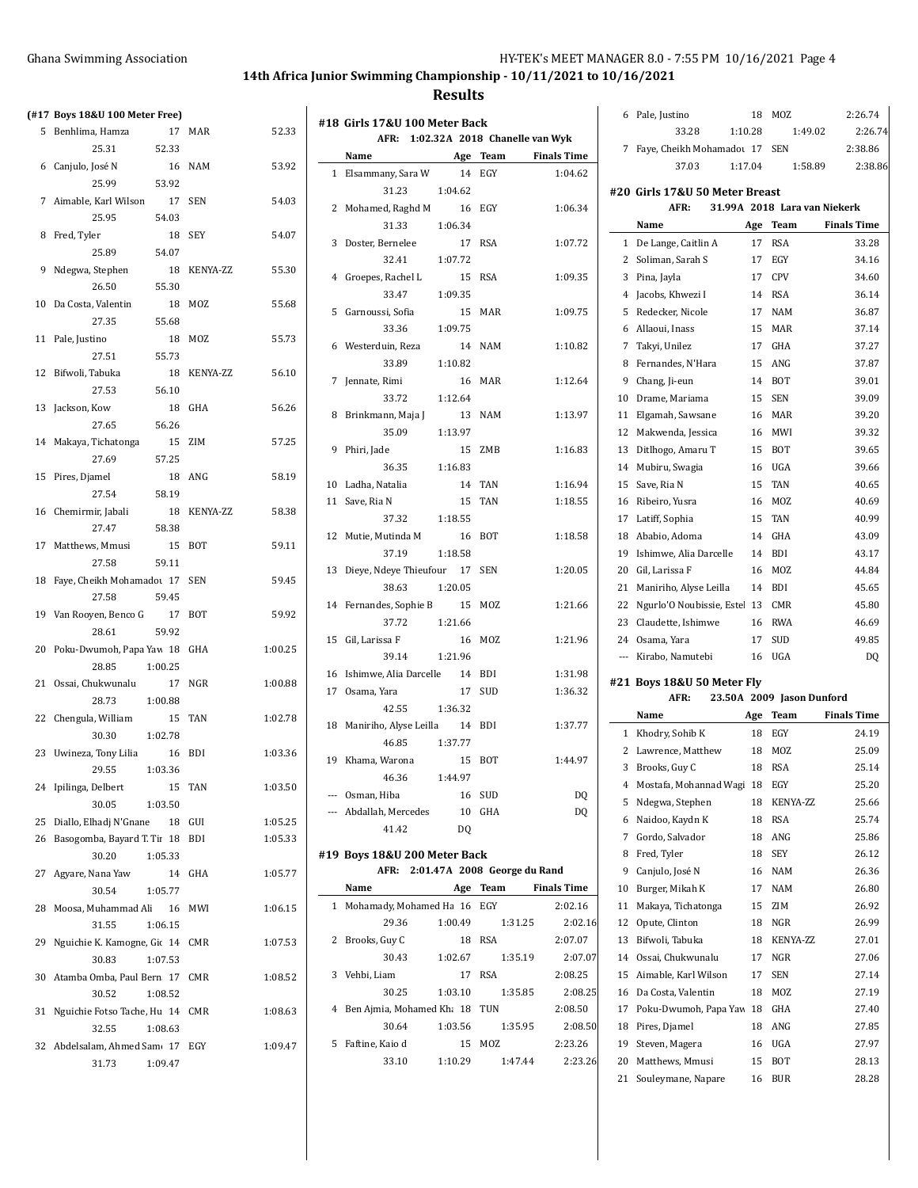## 14th Africa Junior Swimming Championship - 10/11/2021 to 10/16/2021

## Results

### (#17 Boys 18&U 100 Meter Free)

| | Name | Age | Team | Finals Time |
|---|---|---|---|---|
| 5 | Benhlima, Hamza | 17 | MAR | 52.33 |
| | 25.31 52.33 | | | |
| 6 | Canjulo, José N | 16 | NAM | 53.92 |
| | 25.99 53.92 | | | |
| 7 | Aimable, Karl Wilson | 17 | SEN | 54.03 |
| | 25.95 54.03 | | | |
| 8 | Fred, Tyler | 18 | SEY | 54.07 |
| | 25.89 54.07 | | | |
| 9 | Ndegwa, Stephen | 18 | KENYA-ZZ | 55.30 |
| | 26.50 55.30 | | | |
| 10 | Da Costa, Valentin | 18 | MOZ | 55.68 |
| | 27.35 55.68 | | | |
| 11 | Pale, Justino | 18 | MOZ | 55.73 |
| | 27.51 55.73 | | | |
| 12 | Bifwoli, Tabuka | 18 | KENYA-ZZ | 56.10 |
| | 27.53 56.10 | | | |
| 13 | Jackson, Kow | 18 | GHA | 56.26 |
| | 27.65 56.26 | | | |
| 14 | Makaya, Tichatonga | 15 | ZIM | 57.25 |
| | 27.69 57.25 | | | |
| 15 | Pires, Djamel | 18 | ANG | 58.19 |
| | 27.54 58.19 | | | |
| 16 | Chemirmir, Jabali | 18 | KENYA-ZZ | 58.38 |
| | 27.47 58.38 | | | |
| 17 | Matthews, Mmusi | 15 | BOT | 59.11 |
| | 27.58 59.11 | | | |
| 18 | Faye, Cheikh Mohamadou | 17 | SEN | 59.45 |
| | 27.58 59.45 | | | |
| 19 | Van Rooyen, Benco G | 17 | BOT | 59.92 |
| | 28.61 59.92 | | | |
| 20 | Poku-Dwumoh, Papa Yaw | 18 | GHA | 1:00.25 |
| | 28.85 1:00.25 | | | |
| 21 | Ossai, Chukwunalu | 17 | NGR | 1:00.88 |
| | 28.73 1:00.88 | | | |
| 22 | Chengula, William | 15 | TAN | 1:02.78 |
| | 30.30 1:02.78 | | | |
| 23 | Uwineza, Tony Lilia | 16 | BDI | 1:03.36 |
| | 29.55 1:03.36 | | | |
| 24 | Ipilinga, Delbert | 15 | TAN | 1:03.50 |
| | 30.05 1:03.50 | | | |
| 25 | Diallo, Elhadj N'Gnane | 18 | GUI | 1:05.25 |
| 26 | Basogomba, Bayard T. Tir | 18 | BDI | 1:05.33 |
| | 30.20 1:05.33 | | | |
| 27 | Agyare, Nana Yaw | 14 | GHA | 1:05.77 |
| | 30.54 1:05.77 | | | |
| 28 | Moosa, Muhammad Ali | 16 | MWI | 1:06.15 |
| | 31.55 1:06.15 | | | |
| 29 | Nguichie K. Kamogne, Gic | 14 | CMR | 1:07.53 |
| | 30.83 1:07.53 | | | |
| 30 | Atamba Omba, Paul Bern | 17 | CMR | 1:08.52 |
| | 30.52 1:08.52 | | | |
| 31 | Nguichie Fotso Tache, Hu | 14 | CMR | 1:08.63 |
| | 32.55 1:08.63 | | | |
| 32 | Abdelsalam, Ahmed Sam | 17 | EGY | 1:09.47 |
| | 31.73 1:09.47 | | | |

### #18 Girls 17&U 100 Meter Back

AFR: 1:02.32A 2018 Chanelle van Wyk

| | Name | Age | Team | Finals Time |
|---|---|---|---|---|
| 1 | Elsammany, Sara W | 14 | EGY | 1:04.62 |
| | 31.23 1:04.62 | | | |
| 2 | Mohamed, Raghd M | 16 | EGY | 1:06.34 |
| | 31.33 1:06.34 | | | |
| 3 | Doster, Bernelee | 17 | RSA | 1:07.72 |
| | 32.41 1:07.72 | | | |
| 4 | Groepes, Rachel L | 15 | RSA | 1:09.35 |
| | 33.47 1:09.35 | | | |
| 5 | Garnoussi, Sofia | 15 | MAR | 1:09.75 |
| | 33.36 1:09.75 | | | |
| 6 | Westerduin, Reza | 14 | NAM | 1:10.82 |
| | 33.89 1:10.82 | | | |
| 7 | Jennate, Rimi | 16 | MAR | 1:12.64 |
| | 33.72 1:12.64 | | | |
| 8 | Brinkmann, Maja J | 13 | NAM | 1:13.97 |
| | 35.09 1:13.97 | | | |
| 9 | Phiri, Jade | 15 | ZMB | 1:16.83 |
| | 36.35 1:16.83 | | | |
| 10 | Ladha, Natalia | 14 | TAN | 1:16.94 |
| 11 | Save, Ria N | 15 | TAN | 1:18.55 |
| | 37.32 1:18.55 | | | |
| 12 | Mutie, Mutinda M | 16 | BOT | 1:18.58 |
| | 37.19 1:18.58 | | | |
| 13 | Dieye, Ndeye Thieufour | 17 | SEN | 1:20.05 |
| | 38.63 1:20.05 | | | |
| 14 | Fernandes, Sophie B | 15 | MOZ | 1:21.66 |
| | 37.72 1:21.66 | | | |
| 15 | Gil, Larissa F | 16 | MOZ | 1:21.96 |
| | 39.14 1:21.96 | | | |
| 16 | Ishimwe, Alia Darcelle | 14 | BDI | 1:31.98 |
| 17 | Osama, Yara | 17 | SUD | 1:36.32 |
| | 42.55 1:36.32 | | | |
| 18 | Maniriho, Alyse Leilla | 14 | BDI | 1:37.77 |
| | 46.85 1:37.77 | | | |
| 19 | Khama, Warona | 15 | BOT | 1:44.97 |
| | 46.36 1:44.97 | | | |
| --- | Osman, Hiba | 16 | SUD | DQ |
| --- | Abdallah, Mercedes | 10 | GHA | DQ |
| | 41.42 DQ | | | |

### #19 Boys 18&U 200 Meter Back

AFR: 2:01.47A 2008 George du Rand

| | Name | Age | Team | Finals Time |
|---|---|---|---|---|
| 1 | Mohamady, Mohamed Ha | 16 | EGY | 2:02.16 |
| | 29.36 1:00.49 1:31.25 2:02.16 | | | |
| 2 | Brooks, Guy C | 18 | RSA | 2:07.07 |
| | 30.43 1:02.67 1:35.19 2:07.07 | | | |
| 3 | Vehbi, Liam | 17 | RSA | 2:08.25 |
| | 30.25 1:03.10 1:35.85 2:08.25 | | | |
| 4 | Ben Ajmia, Mohamed Kha | 18 | TUN | 2:08.50 |
| | 30.64 1:03.56 1:35.95 2:08.50 | | | |
| 5 | Faftine, Kaio d | 15 | MOZ | 2:23.26 |
| | 33.10 1:10.29 1:47.44 2:23.26 | | | |
| 6 | Pale, Justino | 18 | MOZ | 2:26.74 |
| | 33.28 1:10.28 1:49.02 2:26.74 | | | |
| 7 | Faye, Cheikh Mohamadou | 17 | SEN | 2:38.86 |
| | 37.03 1:17.04 1:58.89 2:38.86 | | | |

### #20 Girls 17&U 50 Meter Breast

AFR: 31.99A 2018 Lara van Niekerk

| | Name | Age | Team | Finals Time |
|---|---|---|---|---|
| 1 | De Lange, Caitlin A | 17 | RSA | 33.28 |
| 2 | Soliman, Sarah S | 17 | EGY | 34.16 |
| 3 | Pina, Jayla | 17 | CPV | 34.60 |
| 4 | Jacobs, Khwezi I | 14 | RSA | 36.14 |
| 5 | Redecker, Nicole | 17 | NAM | 36.87 |
| 6 | Allaoui, Inass | 15 | MAR | 37.14 |
| 7 | Takyi, Unilez | 17 | GHA | 37.27 |
| 8 | Fernandes, N'Hara | 15 | ANG | 37.87 |
| 9 | Chang, Ji-eun | 14 | BOT | 39.01 |
| 10 | Drame, Mariama | 15 | SEN | 39.09 |
| 11 | Elgamah, Sawsane | 16 | MAR | 39.20 |
| 12 | Makwenda, Jessica | 16 | MWI | 39.32 |
| 13 | Ditlhogo, Amaru T | 15 | BOT | 39.65 |
| 14 | Mubiru, Swagia | 16 | UGA | 39.66 |
| 15 | Save, Ria N | 15 | TAN | 40.65 |
| 16 | Ribeiro, Yusra | 16 | MOZ | 40.69 |
| 17 | Latiff, Sophia | 15 | TAN | 40.99 |
| 18 | Ababio, Adoma | 14 | GHA | 43.09 |
| 19 | Ishimwe, Alia Darcelle | 14 | BDI | 43.17 |
| 20 | Gil, Larissa F | 16 | MOZ | 44.84 |
| 21 | Maniriho, Alyse Leilla | 14 | BDI | 45.65 |
| 22 | Ngurlo'O Noubissie, Estel | 13 | CMR | 45.80 |
| 23 | Claudette, Ishimwe | 16 | RWA | 46.69 |
| 24 | Osama, Yara | 17 | SUD | 49.85 |
| --- | Kirabo, Namutebi | 16 | UGA | DQ |

### #21 Boys 18&U 50 Meter Fly

AFR: 23.50A 2009 Jason Dunford

| | Name | Age | Team | Finals Time |
|---|---|---|---|---|
| 1 | Khodry, Sohib K | 18 | EGY | 24.19 |
| 2 | Lawrence, Matthew | 18 | MOZ | 25.09 |
| 3 | Brooks, Guy C | 18 | RSA | 25.14 |
| 4 | Mostafa, Mohannad Wagi | 18 | EGY | 25.20 |
| 5 | Ndegwa, Stephen | 18 | KENYA-ZZ | 25.66 |
| 6 | Naidoo, Kaydn K | 18 | RSA | 25.74 |
| 7 | Gordo, Salvador | 18 | ANG | 25.86 |
| 8 | Fred, Tyler | 18 | SEY | 26.12 |
| 9 | Canjulo, José N | 16 | NAM | 26.36 |
| 10 | Burger, Mikah K | 17 | NAM | 26.80 |
| 11 | Makaya, Tichatonga | 15 | ZIM | 26.92 |
| 12 | Opute, Clinton | 18 | NGR | 26.99 |
| 13 | Bifwoli, Tabuka | 18 | KENYA-ZZ | 27.01 |
| 14 | Ossai, Chukwunalu | 17 | NGR | 27.06 |
| 15 | Aimable, Karl Wilson | 17 | SEN | 27.14 |
| 16 | Da Costa, Valentin | 18 | MOZ | 27.19 |
| 17 | Poku-Dwumoh, Papa Yaw | 18 | GHA | 27.40 |
| 18 | Pires, Djamel | 18 | ANG | 27.85 |
| 19 | Steven, Magera | 16 | UGA | 27.97 |
| 20 | Matthews, Mmusi | 15 | BOT | 28.13 |
| 21 | Souleymane, Napare | 16 | BUR | 28.28 |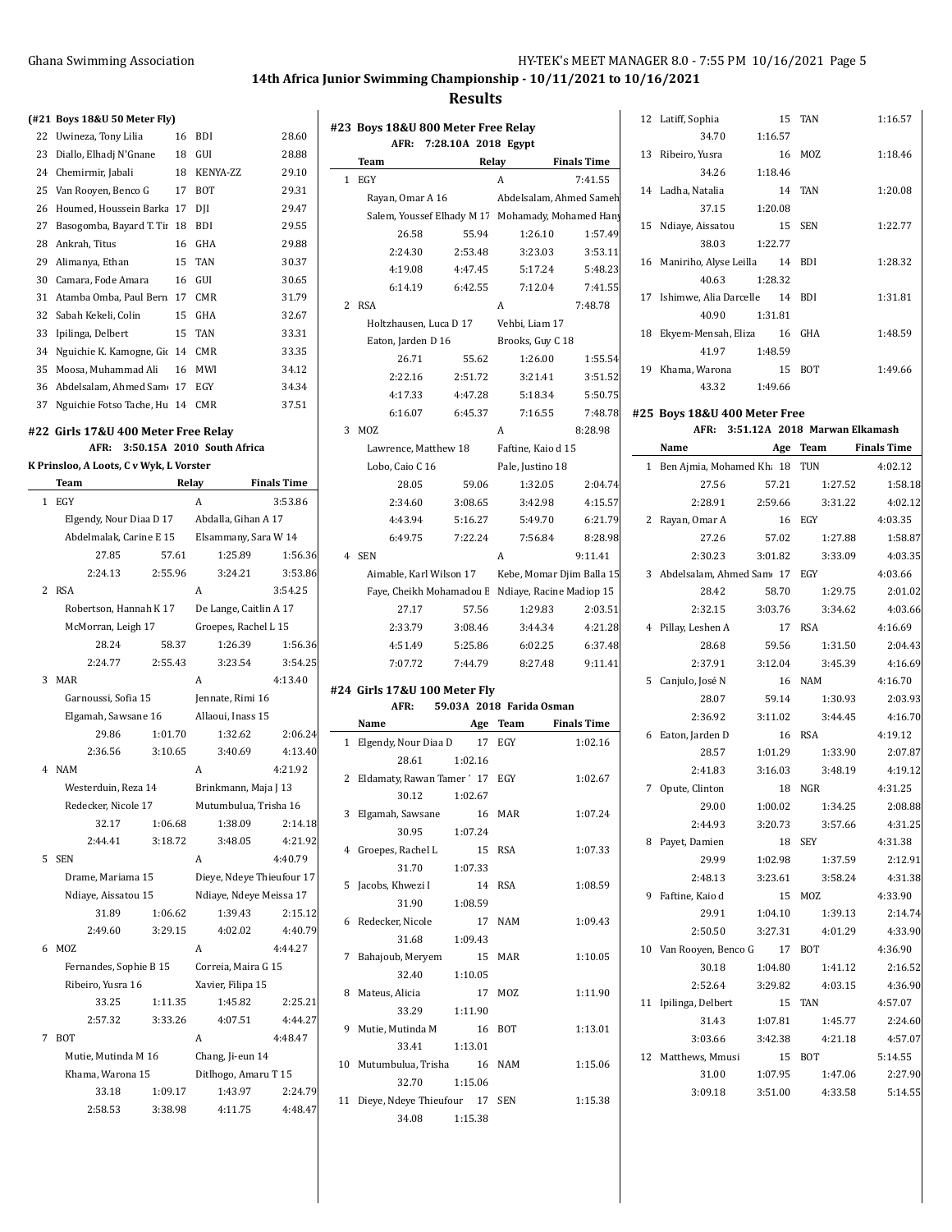## Results

### (#21 Boys 18&U 50 Meter Fly)

| | Name | Age | Team | Finals Time |
|---|---|---|---|---|
| 22 | Uwineza, Tony Lilia | 16 | BDI | 28.60 |
| 23 | Diallo, Elhadj N'Gnane | 18 | GUI | 28.88 |
| 24 | Chemirmir, Jabali | 18 | KENYA-ZZ | 29.10 |
| 25 | Van Rooyen, Benco G | 17 | BOT | 29.31 |
| 26 | Houmed, Houssein Barka | 17 | DJI | 29.47 |
| 27 | Basogomba, Bayard T. Tir | 18 | BDI | 29.55 |
| 28 | Ankrah, Titus | 16 | GHA | 29.88 |
| 29 | Alimanya, Ethan | 15 | TAN | 30.37 |
| 30 | Camara, Fode Amara | 16 | GUI | 30.65 |
| 31 | Atamba Omba, Paul Bern | 17 | CMR | 31.79 |
| 32 | Sabah Kekeli, Colin | 15 | GHA | 32.67 |
| 33 | Ipilinga, Delbert | 15 | TAN | 33.31 |
| 34 | Nguichie K. Kamogne, Gic | 14 | CMR | 33.35 |
| 35 | Moosa, Muhammad Ali | 16 | MWI | 34.12 |
| 36 | Abdelsalam, Ahmed Sam | 17 | EGY | 34.34 |
| 37 | Nguichie Fotso Tache, Hu | 14 | CMR | 37.51 |

### #22 Girls 17&U 400 Meter Free Relay

AFR: 3:50.15A 2010 South Africa
K Prinsloo, A Loots, C v Wyk, L Vorster

| | Team | Relay | Finals Time |
|---|---|---|---|
| 1 | EGY | A | 3:53.86 |
| | Elgendy, Nour Diaa D 17; Abdalla, Gihan A 17; Abdelmalak, Carine E 15; Elsammany, Sara W 14 | | |
| | 27.85, 57.61, 1:25.89, 1:56.36, 2:24.13, 2:55.96, 3:24.21, 3:53.86 | | |
| 2 | RSA | A | 3:54.25 |
| | Robertson, Hannah K 17; De Lange, Caitlin A 17; McMorran, Leigh 17; Groepes, Rachel L 15 | | |
| | 28.24, 58.37, 1:26.39, 1:56.36, 2:24.77, 2:55.43, 3:23.54, 3:54.25 | | |
| 3 | MAR | A | 4:13.40 |
| | Garnoussi, Sofia 15; Jennate, Rimi 16; Elgamah, Sawsane 16; Allaoui, Inass 15 | | |
| | 29.86, 1:01.70, 1:32.62, 2:06.24, 2:36.56, 3:10.65, 3:40.69, 4:13.40 | | |
| 4 | NAM | A | 4:21.92 |
| | Westerduin, Reza 14; Brinkmann, Maja J 13; Redecker, Nicole 17; Mutumbulua, Trisha 16 | | |
| | 32.17, 1:06.68, 1:38.09, 2:14.18, 2:44.41, 3:18.72, 3:48.05, 4:21.92 | | |
| 5 | SEN | A | 4:40.79 |
| | Drame, Mariama 15; Dieye, Ndeye Thieufour 17; Ndiaye, Aissatou 15; Ndiaye, Ndeye Meissa 17 | | |
| | 31.89, 1:06.62, 1:39.43, 2:15.12, 2:49.60, 3:29.15, 4:02.02, 4:40.79 | | |
| 6 | MOZ | A | 4:44.27 |
| | Fernandes, Sophie B 15; Correia, Maira G 15; Ribeiro, Yusra 16; Xavier, Filipa 15 | | |
| | 33.25, 1:11.35, 1:45.82, 2:25.21, 2:57.32, 3:33.26, 4:07.51, 4:44.27 | | |
| 7 | BOT | A | 4:48.47 |
| | Mutie, Mutinda M 16; Chang, Ji-eun 14; Khama, Warona 15; Ditlhogo, Amaru T 15 | | |
| | 33.18, 1:09.17, 1:43.97, 2:24.79, 2:58.53, 3:38.98, 4:11.75, 4:48.47 | | |

### #23 Boys 18&U 800 Meter Free Relay

AFR: 7:28.10A 2018 Egypt

| | Team | Relay | Finals Time |
|---|---|---|---|
| 1 | EGY | A | 7:41.55 |
| | Rayan, Omar A 16; Abdelsalam, Ahmed Sameh; Salem, Youssef Elhady M 17; Mohamady, Mohamed Hany | | |
| | 26.58, 55.94, 1:26.10, 1:57.49, 2:24.30, 2:53.48, 3:23.03, 3:53.11, 4:19.08, 4:47.45, 5:17.24, 5:48.23, 6:14.19, 6:42.55, 7:12.04, 7:41.55 | | |
| 2 | RSA | A | 7:48.78 |
| | Holtzhausen, Luca D 17; Vehbi, Liam 17; Eaton, Jarden D 16; Brooks, Guy C 18 | | |
| | 26.71, 55.62, 1:26.00, 1:55.54, 2:22.16, 2:51.72, 3:21.41, 3:51.52, 4:17.33, 4:47.28, 5:18.34, 5:50.75, 6:16.07, 6:45.37, 7:16.55, 7:48.78 | | |
| 3 | MOZ | A | 8:28.98 |
| | Lawrence, Matthew 18; Faftine, Kaio d 15; Lobo, Caio C 16; Pale, Justino 18 | | |
| | 28.05, 59.06, 1:32.05, 2:04.74, 2:34.60, 3:08.65, 3:42.98, 4:15.57, 4:43.94, 5:16.27, 5:49.70, 6:21.79, 6:49.75, 7:22.24, 7:56.84, 8:28.98 | | |
| 4 | SEN | A | 9:11.41 |
| | Aimable, Karl Wilson 17; Kebe, Momar Djim Balla 15; Faye, Cheikh Mohamadou B; Ndiaye, Racine Madiop 15 | | |
| | 27.17, 57.56, 1:29.83, 2:03.51, 2:33.79, 3:08.46, 3:44.34, 4:21.28, 4:51.49, 5:25.86, 6:02.25, 6:37.48, 7:07.72, 7:44.79, 8:27.48, 9:11.41 | | |

### #24 Girls 17&U 100 Meter Fly

AFR: 59.03A 2018 Farida Osman

| | Name | Age | Team | Finals Time |
|---|---|---|---|---|
| 1 | Elgendy, Nour Diaa D | 17 | EGY | 1:02.16 |
| | 28.61, 1:02.16 | | | |
| 2 | Eldamaty, Rawan Tamer | 17 | EGY | 1:02.67 |
| | 30.12, 1:02.67 | | | |
| 3 | Elgamah, Sawsane | 16 | MAR | 1:07.24 |
| | 30.95, 1:07.24 | | | |
| 4 | Groepes, Rachel L | 15 | RSA | 1:07.33 |
| | 31.70, 1:07.33 | | | |
| 5 | Jacobs, Khwezi I | 14 | RSA | 1:08.59 |
| | 31.90, 1:08.59 | | | |
| 6 | Redecker, Nicole | 17 | NAM | 1:09.43 |
| | 31.68, 1:09.43 | | | |
| 7 | Bahajoub, Meryem | 15 | MAR | 1:10.05 |
| | 32.40, 1:10.05 | | | |
| 8 | Mateus, Alicia | 17 | MOZ | 1:11.90 |
| | 33.29, 1:11.90 | | | |
| 9 | Mutie, Mutinda M | 16 | BOT | 1:13.01 |
| | 33.41, 1:13.01 | | | |
| 10 | Mutumbulua, Trisha | 16 | NAM | 1:15.06 |
| | 32.70, 1:15.06 | | | |
| 11 | Dieye, Ndeye Thieufour | 17 | SEN | 1:15.38 |
| | 34.08, 1:15.38 | | | |
| 12 | Latiff, Sophia | 15 | TAN | 1:16.57 |
| | 34.70, 1:16.57 | | | |
| 13 | Ribeiro, Yusra | 16 | MOZ | 1:18.46 |
| | 34.26, 1:18.46 | | | |
| 14 | Ladha, Natalia | 14 | TAN | 1:20.08 |
| | 37.15, 1:20.08 | | | |
| 15 | Ndiaye, Aissatou | 15 | SEN | 1:22.77 |
| | 38.03, 1:22.77 | | | |
| 16 | Maniriho, Alyse Leilla | 14 | BDI | 1:28.32 |
| | 40.63, 1:28.32 | | | |
| 17 | Ishimwe, Alia Darcelle | 14 | BDI | 1:31.81 |
| | 40.90, 1:31.81 | | | |
| 18 | Ekyem-Mensah, Eliza | 16 | GHA | 1:48.59 |
| | 41.97, 1:48.59 | | | |
| 19 | Khama, Warona | 15 | BOT | 1:49.66 |
| | 43.32, 1:49.66 | | | |

### #25 Boys 18&U 400 Meter Free

AFR: 3:51.12A 2018 Marwan Elkamash

| | Name | Age | Team | Finals Time |
|---|---|---|---|---|
| 1 | Ben Ajmia, Mohamed Kh | 18 | TUN | 4:02.12 |
| | 27.56, 57.21, 1:27.52, 1:58.18, 2:28.91, 2:59.66, 3:31.22, 4:02.12 | | | |
| 2 | Rayan, Omar A | 16 | EGY | 4:03.35 |
| | 27.26, 57.02, 1:27.88, 1:58.87, 2:30.23, 3:01.82, 3:33.09, 4:03.35 | | | |
| 3 | Abdelsalam, Ahmed Sam | 17 | EGY | 4:03.66 |
| | 28.42, 58.70, 1:29.75, 2:01.02, 2:32.15, 3:03.76, 3:34.62, 4:03.66 | | | |
| 4 | Pillay, Leshen A | 17 | RSA | 4:16.69 |
| | 28.68, 59.56, 1:31.50, 2:04.43, 2:37.91, 3:12.04, 3:45.39, 4:16.69 | | | |
| 5 | Canjulo, José N | 16 | NAM | 4:16.70 |
| | 28.07, 59.14, 1:30.93, 2:03.93, 2:36.92, 3:11.02, 3:44.45, 4:16.70 | | | |
| 6 | Eaton, Jarden D | 16 | RSA | 4:19.12 |
| | 28.57, 1:01.29, 1:33.90, 2:07.87, 2:41.83, 3:16.03, 3:48.19, 4:19.12 | | | |
| 7 | Opute, Clinton | 18 | NGR | 4:31.25 |
| | 29.00, 1:00.02, 1:34.25, 2:08.88, 2:44.93, 3:20.73, 3:57.66, 4:31.25 | | | |
| 8 | Payet, Damien | 18 | SEY | 4:31.38 |
| | 29.99, 1:02.98, 1:37.59, 2:12.91, 2:48.13, 3:23.61, 3:58.24, 4:31.38 | | | |
| 9 | Faftine, Kaio d | 15 | MOZ | 4:33.90 |
| | 29.91, 1:04.10, 1:39.13, 2:14.74, 2:50.50, 3:27.31, 4:01.29, 4:33.90 | | | |
| 10 | Van Rooyen, Benco G | 17 | BOT | 4:36.90 |
| | 30.18, 1:04.80, 1:41.12, 2:16.52, 2:52.64, 3:29.82, 4:03.15, 4:36.90 | | | |
| 11 | Ipilinga, Delbert | 15 | TAN | 4:57.07 |
| | 31.43, 1:07.81, 1:45.77, 2:24.60, 3:03.66, 3:42.38, 4:21.18, 4:57.07 | | | |
| 12 | Matthews, Mmusi | 15 | BOT | 5:14.55 |
| | 31.00, 1:07.95, 1:47.06, 2:27.90, 3:09.18, 3:51.00, 4:33.58, 5:14.55 | | | |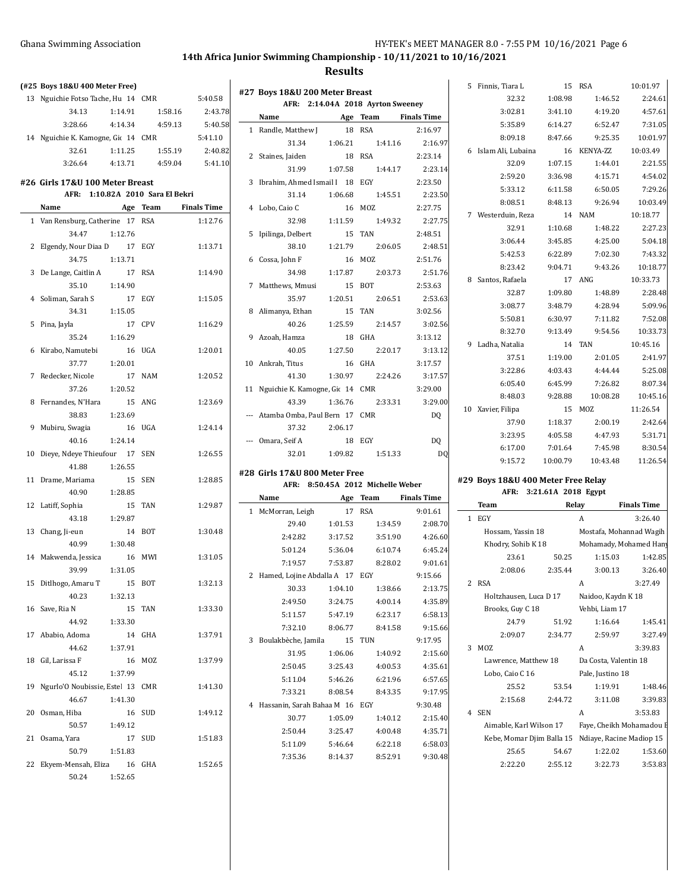## Results

### (#25 Boys 18&U 400 Meter Free)

| | Name | Age | Team | Finals Time |
|---|---|---|---|---|
| 13 | Nguichie Fotso Tache, Hu | 14 | CMR | 5:40.58 |
| | 34.13 / 1:14.91 / 1:58.16 / 2:43.78 / 3:28.66 / 4:14.34 / 4:59.13 / 5:40.58 | | | |
| 14 | Nguichie K. Kamogne, Gio | 14 | CMR | 5:41.10 |
| | 32.61 / 1:11.25 / 1:55.19 / 2:40.82 / 3:26.64 / 4:13.71 / 4:59.04 / 5:41.10 | | | |

### #26 Girls 17&U 100 Meter Breast

AFR: 1:10.82A 2010 Sara El Bekri

| | Name | Age | Team | Finals Time |
|---|---|---|---|---|
| 1 | Van Rensburg, Catherine | 17 | RSA | 1:12.76 |
| | 34.47 / 1:12.76 | | | |
| 2 | Elgendy, Nour Diaa D | 17 | EGY | 1:13.71 |
| | 34.75 / 1:13.71 | | | |
| 3 | De Lange, Caitlin A | 17 | RSA | 1:14.90 |
| | 35.10 / 1:14.90 | | | |
| 4 | Soliman, Sarah S | 17 | EGY | 1:15.05 |
| | 34.31 / 1:15.05 | | | |
| 5 | Pina, Jayla | 17 | CPV | 1:16.29 |
| | 35.24 / 1:16.29 | | | |
| 6 | Kirabo, Namutebi | 16 | UGA | 1:20.01 |
| | 37.77 / 1:20.01 | | | |
| 7 | Redecker, Nicole | 17 | NAM | 1:20.52 |
| | 37.26 / 1:20.52 | | | |
| 8 | Fernandes, N'Hara | 15 | ANG | 1:23.69 |
| | 38.83 / 1:23.69 | | | |
| 9 | Mubiru, Swagia | 16 | UGA | 1:24.14 |
| | 40.16 / 1:24.14 | | | |
| 10 | Dieye, Ndeye Thieufour | 17 | SEN | 1:26.55 |
| | 41.88 / 1:26.55 | | | |
| 11 | Drame, Mariama | 15 | SEN | 1:28.85 |
| | 40.90 / 1:28.85 | | | |
| 12 | Latiff, Sophia | 15 | TAN | 1:29.87 |
| | 43.18 / 1:29.87 | | | |
| 13 | Chang, Ji-eun | 14 | BOT | 1:30.48 |
| | 40.99 / 1:30.48 | | | |
| 14 | Makwenda, Jessica | 16 | MWI | 1:31.05 |
| | 39.99 / 1:31.05 | | | |
| 15 | Ditlhogo, Amaru T | 15 | BOT | 1:32.13 |
| | 40.23 / 1:32.13 | | | |
| 16 | Save, Ria N | 15 | TAN | 1:33.30 |
| | 44.92 / 1:33.30 | | | |
| 17 | Ababio, Adoma | 14 | GHA | 1:37.91 |
| | 44.62 / 1:37.91 | | | |
| 18 | Gil, Larissa F | 16 | MOZ | 1:37.99 |
| | 45.12 / 1:37.99 | | | |
| 19 | Ngurlo'O Noubissie, Estel | 13 | CMR | 1:41.30 |
| | 46.67 / 1:41.30 | | | |
| 20 | Osman, Hiba | 16 | SUD | 1:49.12 |
| | 50.57 / 1:49.12 | | | |
| 21 | Osama, Yara | 17 | SUD | 1:51.83 |
| | 50.79 / 1:51.83 | | | |
| 22 | Ekyem-Mensah, Eliza | 16 | GHA | 1:52.65 |
| | 50.24 / 1:52.65 | | | |

### #27 Boys 18&U 200 Meter Breast

AFR: 2:14.04A 2018 Ayrton Sweeney

| | Name | Age | Team | Finals Time |
|---|---|---|---|---|
| 1 | Randle, Matthew J | 18 | RSA | 2:16.97 |
| | 31.34 / 1:06.21 / 1:41.16 / 2:16.97 | | | |
| 2 | Staines, Jaiden | 18 | RSA | 2:23.14 |
| | 31.99 / 1:07.58 / 1:44.17 / 2:23.14 | | | |
| 3 | Ibrahim, Ahmed Ismail I | 18 | EGY | 2:23.50 |
| | 31.14 / 1:06.68 / 1:45.51 / 2:23.50 | | | |
| 4 | Lobo, Caio C | 16 | MOZ | 2:27.75 |
| | 32.98 / 1:11.59 / 1:49.32 / 2:27.75 | | | |
| 5 | Ipilinga, Delbert | 15 | TAN | 2:48.51 |
| | 38.10 / 1:21.79 / 2:06.05 / 2:48.51 | | | |
| 6 | Cossa, John F | 16 | MOZ | 2:51.76 |
| | 34.98 / 1:17.87 / 2:03.73 / 2:51.76 | | | |
| 7 | Matthews, Mmusi | 15 | BOT | 2:53.63 |
| | 35.97 / 1:20.51 / 2:06.51 / 2:53.63 | | | |
| 8 | Alimanya, Ethan | 15 | TAN | 3:02.56 |
| | 40.26 / 1:25.59 / 2:14.57 / 3:02.56 | | | |
| 9 | Azoah, Hamza | 18 | GHA | 3:13.12 |
| | 40.05 / 1:27.50 / 2:20.17 / 3:13.12 | | | |
| 10 | Ankrah, Titus | 16 | GHA | 3:17.57 |
| | 41.30 / 1:30.97 / 2:24.26 / 3:17.57 | | | |
| 11 | Nguichie K. Kamogne, Gio | 14 | CMR | 3:29.00 |
| | 43.39 / 1:36.76 / 2:33.31 / 3:29.00 | | | |
| --- | Atamba Omba, Paul Bern | 17 | CMR | DQ |
| | 37.32 / 2:06.17 | | | |
| --- | Omara, Seif A | 18 | EGY | DQ |
| | 32.01 / 1:09.82 / 1:51.33 / DQ | | | |

### #28 Girls 17&U 800 Meter Free

AFR: 8:50.45A 2012 Michelle Weber

| | Name | Age | Team | Finals Time |
|---|---|---|---|---|
| 1 | McMorran, Leigh | 17 | RSA | 9:01.61 |
| | 29.40 / 1:01.53 / 1:34.59 / 2:08.70 / 2:42.82 / 3:17.52 / 3:51.90 / 4:26.60 / 5:01.24 / 5:36.04 / 6:10.74 / 6:45.24 / 7:19.57 / 7:53.87 / 8:28.02 / 9:01.61 | | | |
| 2 | Hamed, Lojine Abdalla A | 17 | EGY | 9:15.66 |
| | 30.33 / 1:04.10 / 1:38.66 / 2:13.75 / 2:49.50 / 3:24.75 / 4:00.14 / 4:35.89 / 5:11.57 / 5:47.19 / 6:23.17 / 6:58.13 / 7:32.10 / 8:06.77 / 8:41.58 / 9:15.66 | | | |
| 3 | Boulakbèche, Jamila | 15 | TUN | 9:17.95 |
| | 31.95 / 1:06.06 / 1:40.92 / 2:15.60 / 2:50.45 / 3:25.43 / 4:00.53 / 4:35.61 / 5:11.04 / 5:46.26 / 6:21.96 / 6:57.65 / 7:33.21 / 8:08.54 / 8:43.35 / 9:17.95 | | | |
| 4 | Hassanin, Sarah Bahaa M | 16 | EGY | 9:30.48 |
| | 30.77 / 1:05.09 / 1:40.12 / 2:15.40 / 2:50.44 / 3:25.47 / 4:00.48 / 4:35.71 / 5:11.09 / 5:46.64 / 6:22.18 / 6:58.03 / 7:35.36 / 8:14.37 / 8:52.91 / 9:30.48 | | | |
| 5 | Finnis, Tiara L | 15 | RSA | 10:01.97 |
| | 32.32 / 1:08.98 / 1:46.52 / 2:24.61 / 3:02.81 / 3:41.10 / 4:19.20 / 4:57.61 / 5:35.89 / 6:14.27 / 6:52.47 / 7:31.05 / 8:09.18 / 8:47.66 / 9:25.35 / 10:01.97 | | | |
| 6 | Islam Ali, Lubaina | 16 | KENYA-ZZ | 10:03.49 |
| | 32.09 / 1:07.15 / 1:44.01 / 2:21.55 / 2:59.20 / 3:36.98 / 4:15.71 / 4:54.02 / 5:33.12 / 6:11.58 / 6:50.05 / 7:29.26 / 8:08.51 / 8:48.13 / 9:26.94 / 10:03.49 | | | |
| 7 | Westerduin, Reza | 14 | NAM | 10:18.77 |
| | 32.91 / 1:10.68 / 1:48.22 / 2:27.23 / 3:06.44 / 3:45.85 / 4:25.00 / 5:04.18 / 5:42.53 / 6:22.89 / 7:02.30 / 7:43.32 / 8:23.42 / 9:04.71 / 9:43.26 / 10:18.77 | | | |
| 8 | Santos, Rafaela | 17 | ANG | 10:33.73 |
| | 32.87 / 1:09.80 / 1:48.89 / 2:28.48 / 3:08.77 / 3:48.79 / 4:28.94 / 5:09.96 / 5:50.81 / 6:30.97 / 7:11.82 / 7:52.08 / 8:32.70 / 9:13.49 / 9:54.56 / 10:33.73 | | | |
| 9 | Ladha, Natalia | 14 | TAN | 10:45.16 |
| | 37.51 / 1:19.00 / 2:01.05 / 2:41.97 / 3:22.86 / 4:03.43 / 4:44.44 / 5:25.08 / 6:05.40 / 6:45.99 / 7:26.82 / 8:07.34 / 8:48.03 / 9:28.88 / 10:08.28 / 10:45.16 | | | |
| 10 | Xavier, Filipa | 15 | MOZ | 11:26.54 |
| | 37.90 / 1:18.37 / 2:00.19 / 2:42.64 / 3:23.95 / 4:05.58 / 4:47.93 / 5:31.71 / 6:17.00 / 7:01.64 / 7:45.98 / 8:30.54 / 9:15.72 / 10:00.79 / 10:43.48 / 11:26.54 | | | |

### #29 Boys 18&U 400 Meter Free Relay

AFR: 3:21.61A 2018 Egypt

| | Team | Relay | Finals Time |
|---|---|---|---|
| 1 | EGY | A | 3:26.40 |
| | Hossam, Yassin 18; Mostafa, Mohannad Wagih; Khodry, Sohib K 18; Mohamady, Mohamed Hany | | |
| | 23.61 / 50.25 / 1:15.03 / 1:42.85 / 2:08.06 / 2:35.44 / 3:00.13 / 3:26.40 | | |
| 2 | RSA | A | 3:27.49 |
| | Holtzhausen, Luca D 17; Naidoo, Kaydn K 18; Brooks, Guy C 18; Vehbi, Liam 17 | | |
| | 24.79 / 51.92 / 1:16.64 / 1:45.41 / 2:09.07 / 2:34.77 / 2:59.97 / 3:27.49 | | |
| 3 | MOZ | A | 3:39.83 |
| | Lawrence, Matthew 18; Da Costa, Valentin 18; Lobo, Caio C 16; Pale, Justino 18 | | |
| | 25.52 / 53.54 / 1:19.91 / 1:48.46 / 2:15.68 / 2:44.72 / 3:11.08 / 3:39.83 | | |
| 4 | SEN | A | 3:53.83 |
| | Aimable, Karl Wilson 17; Faye, Cheikh Mohamadou B; Kebe, Momar Djim Balla 15; Ndiaye, Racine Madiop 15 | | |
| | 25.65 / 54.67 / 1:22.02 / 1:53.60 / 2:22.20 / 2:55.12 / 3:22.73 / 3:53.83 | | |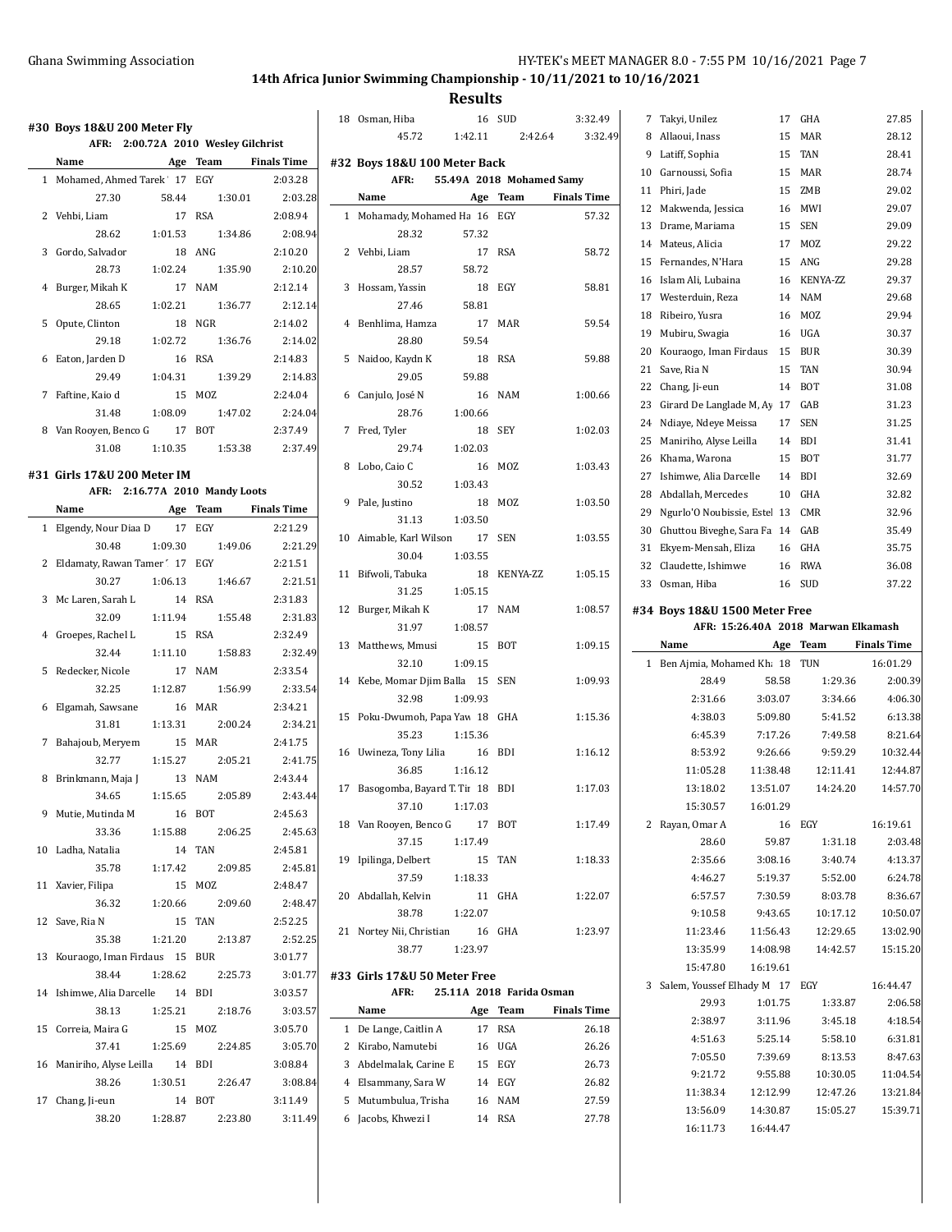**14th Africa Junior Swimming Championship - 10/11/2021 to 10/16/2021**

**Results**

#### #30 Boys 18&U 200 Meter Fly

AFR: 2:00.72A 2010 Wesley Gilchrist

| | Name | Age | Team | Finals Time |
|---|---|---|---|---|
| 1 | Mohamed, Ahmed Tarek | 17 | EGY | 2:03.28 |
| | 27.30 | 58.44 | 1:30.01 | 2:03.28 |
| 2 | Vehbi, Liam | 17 | RSA | 2:08.94 |
| | 28.62 | 1:01.53 | 1:34.86 | 2:08.94 |
| 3 | Gordo, Salvador | 18 | ANG | 2:10.20 |
| | 28.73 | 1:02.24 | 1:35.90 | 2:10.20 |
| 4 | Burger, Mikah K | 17 | NAM | 2:12.14 |
| | 28.65 | 1:02.21 | 1:36.77 | 2:12.14 |
| 5 | Opute, Clinton | 18 | NGR | 2:14.02 |
| | 29.18 | 1:02.72 | 1:36.76 | 2:14.02 |
| 6 | Eaton, Jarden D | 16 | RSA | 2:14.83 |
| | 29.49 | 1:04.31 | 1:39.29 | 2:14.83 |
| 7 | Faftine, Kaio d | 15 | MOZ | 2:24.04 |
| | 31.48 | 1:08.09 | 1:47.02 | 2:24.04 |
| 8 | Van Rooyen, Benco G | 17 | BOT | 2:37.49 |
| | 31.08 | 1:10.35 | 1:53.38 | 2:37.49 |

#### #31 Girls 17&U 200 Meter IM

AFR: 2:16.77A 2010 Mandy Loots

| | Name | Age | Team | Finals Time |
|---|---|---|---|---|
| 1 | Elgendy, Nour Diaa D | 17 | EGY | 2:21.29 |
| | 30.48 | 1:09.30 | 1:49.06 | 2:21.29 |
| 2 | Eldamaty, Rawan Tamer | 17 | EGY | 2:21.51 |
| | 30.27 | 1:06.13 | 1:46.67 | 2:21.51 |
| 3 | Mc Laren, Sarah L | 14 | RSA | 2:31.83 |
| | 32.09 | 1:11.94 | 1:55.48 | 2:31.83 |
| 4 | Groepes, Rachel L | 15 | RSA | 2:32.49 |
| | 32.44 | 1:11.10 | 1:58.83 | 2:32.49 |
| 5 | Redecker, Nicole | 17 | NAM | 2:33.54 |
| | 32.25 | 1:12.87 | 1:56.99 | 2:33.54 |
| 6 | Elgamah, Sawsane | 16 | MAR | 2:34.21 |
| | 31.81 | 1:13.31 | 2:00.24 | 2:34.21 |
| 7 | Bahajoub, Meryem | 15 | MAR | 2:41.75 |
| | 32.77 | 1:15.27 | 2:05.21 | 2:41.75 |
| 8 | Brinkmann, Maja J | 13 | NAM | 2:43.44 |
| | 34.65 | 1:15.65 | 2:05.89 | 2:43.44 |
| 9 | Mutie, Mutinda M | 16 | BOT | 2:45.63 |
| | 33.36 | 1:15.88 | 2:06.25 | 2:45.63 |
| 10 | Ladha, Natalia | 14 | TAN | 2:45.81 |
| | 35.78 | 1:17.42 | 2:09.85 | 2:45.81 |
| 11 | Xavier, Filipa | 15 | MOZ | 2:48.47 |
| | 36.32 | 1:20.66 | 2:09.60 | 2:48.47 |
| 12 | Save, Ria N | 15 | TAN | 2:52.25 |
| | 35.38 | 1:21.20 | 2:13.87 | 2:52.25 |
| 13 | Kouraogo, Iman Firdaus | 15 | BUR | 3:01.77 |
| | 38.44 | 1:28.62 | 2:25.73 | 3:01.77 |
| 14 | Ishimwe, Alia Darcelle | 14 | BDI | 3:03.57 |
| | 38.13 | 1:25.21 | 2:18.76 | 3:03.57 |
| 15 | Correia, Maira G | 15 | MOZ | 3:05.70 |
| | 37.41 | 1:25.69 | 2:24.85 | 3:05.70 |
| 16 | Maniriho, Alyse Leilla | 14 | BDI | 3:08.84 |
| | 38.26 | 1:30.51 | 2:26.47 | 3:08.84 |
| 17 | Chang, Ji-eun | 14 | BOT | 3:11.49 |
| | 38.20 | 1:28.87 | 2:23.80 | 3:11.49 |
| 18 | Osman, Hiba | 16 | SUD | 3:32.49 |
| | 45.72 | 1:42.11 | 2:42.64 | 3:32.49 |

#### #32 Boys 18&U 100 Meter Back

AFR: 55.49A 2018 Mohamed Samy

| | Name | Age | Team | Finals Time |
|---|---|---|---|---|
| 1 | Mohamady, Mohamed Ha | 16 | EGY | 57.32 |
| | 28.32 | 57.32 | | |
| 2 | Vehbi, Liam | 17 | RSA | 58.72 |
| | 28.57 | 58.72 | | |
| 3 | Hossam, Yassin | 18 | EGY | 58.81 |
| | 27.46 | 58.81 | | |
| 4 | Benhlima, Hamza | 17 | MAR | 59.54 |
| | 28.80 | 59.54 | | |
| 5 | Naidoo, Kaydn K | 18 | RSA | 59.88 |
| | 29.05 | 59.88 | | |
| 6 | Canjulo, José N | 16 | NAM | 1:00.66 |
| | 28.76 | 1:00.66 | | |
| 7 | Fred, Tyler | 18 | SEY | 1:02.03 |
| | 29.74 | 1:02.03 | | |
| 8 | Lobo, Caio C | 16 | MOZ | 1:03.43 |
| | 30.52 | 1:03.43 | | |
| 9 | Pale, Justino | 18 | MOZ | 1:03.50 |
| | 31.13 | 1:03.50 | | |
| 10 | Aimable, Karl Wilson | 17 | SEN | 1:03.55 |
| | 30.04 | 1:03.55 | | |
| 11 | Bifwoli, Tabuka | 18 | KENYA-ZZ | 1:05.15 |
| | 31.25 | 1:05.15 | | |
| 12 | Burger, Mikah K | 17 | NAM | 1:08.57 |
| | 31.97 | 1:08.57 | | |
| 13 | Matthews, Mmusi | 15 | BOT | 1:09.15 |
| | 32.10 | 1:09.15 | | |
| 14 | Kebe, Momar Djim Balla | 15 | SEN | 1:09.93 |
| | 32.98 | 1:09.93 | | |
| 15 | Poku-Dwumoh, Papa Yaw | 18 | GHA | 1:15.36 |
| | 35.23 | 1:15.36 | | |
| 16 | Uwineza, Tony Lilia | 16 | BDI | 1:16.12 |
| | 36.85 | 1:16.12 | | |
| 17 | Basogomba, Bayard T. Tir | 18 | BDI | 1:17.03 |
| | 37.10 | 1:17.03 | | |
| 18 | Van Rooyen, Benco G | 17 | BOT | 1:17.49 |
| | 37.15 | 1:17.49 | | |
| 19 | Ipilinga, Delbert | 15 | TAN | 1:18.33 |
| | 37.59 | 1:18.33 | | |
| 20 | Abdallah, Kelvin | 11 | GHA | 1:22.07 |
| | 38.78 | 1:22.07 | | |
| 21 | Nortey Nii, Christian | 16 | GHA | 1:23.97 |
| | 38.77 | 1:23.97 | | |

#### #33 Girls 17&U 50 Meter Free

AFR: 25.11A 2018 Farida Osman

| | Name | Age | Team | Finals Time |
|---|---|---|---|---|
| 1 | De Lange, Caitlin A | 17 | RSA | 26.18 |
| 2 | Kirabo, Namutebi | 16 | UGA | 26.26 |
| 3 | Abdelmalak, Carine E | 15 | EGY | 26.73 |
| 4 | Elsammany, Sara W | 14 | EGY | 26.82 |
| 5 | Mutumbulua, Trisha | 16 | NAM | 27.59 |
| 6 | Jacobs, Khwezi I | 14 | RSA | 27.78 |
| 7 | Takyi, Unilez | 17 | GHA | 27.85 |
| 8 | Allaoui, Inass | 15 | MAR | 28.12 |
| 9 | Latiff, Sophia | 15 | TAN | 28.41 |
| 10 | Garnoussi, Sofia | 15 | MAR | 28.74 |
| 11 | Phiri, Jade | 15 | ZMB | 29.02 |
| 12 | Makwenda, Jessica | 16 | MWI | 29.07 |
| 13 | Drame, Mariama | 15 | SEN | 29.09 |
| 14 | Mateus, Alicia | 17 | MOZ | 29.22 |
| 15 | Fernandes, N'Hara | 15 | ANG | 29.28 |
| 16 | Islam Ali, Lubaina | 16 | KENYA-ZZ | 29.37 |
| 17 | Westerduin, Reza | 14 | NAM | 29.68 |
| 18 | Ribeiro, Yusra | 16 | MOZ | 29.94 |
| 19 | Mubiru, Swagia | 16 | UGA | 30.37 |
| 20 | Kouraogo, Iman Firdaus | 15 | BUR | 30.39 |
| 21 | Save, Ria N | 15 | TAN | 30.94 |
| 22 | Chang, Ji-eun | 14 | BOT | 31.08 |
| 23 | Girard De Langlade M, Ay | 17 | GAB | 31.23 |
| 24 | Ndiaye, Ndeye Meissa | 17 | SEN | 31.25 |
| 25 | Maniriho, Alyse Leilla | 14 | BDI | 31.41 |
| 26 | Khama, Warona | 15 | BOT | 31.77 |
| 27 | Ishimwe, Alia Darcelle | 14 | BDI | 32.69 |
| 28 | Abdallah, Mercedes | 10 | GHA | 32.82 |
| 29 | Ngurlo'O Noubissie, Estel | 13 | CMR | 32.96 |
| 30 | Ghuttou Biveghe, Sara Fa | 14 | GAB | 35.49 |
| 31 | Ekyem-Mensah, Eliza | 16 | GHA | 35.75 |
| 32 | Claudette, Ishimwe | 16 | RWA | 36.08 |
| 33 | Osman, Hiba | 16 | SUD | 37.22 |

#### #34 Boys 18&U 1500 Meter Free

AFR: 15:26.40A 2018 Marwan Elkamash

| | Name | Age | Team | Finals Time |
|---|---|---|---|---|
| 1 | Ben Ajmia, Mohamed Kh | 18 | TUN | 16:01.29 |
| | 28.49 | 58.58 | 1:29.36 | 2:00.39 |
| | 2:31.66 | 3:03.07 | 3:34.66 | 4:06.30 |
| | 4:38.03 | 5:09.80 | 5:41.52 | 6:13.38 |
| | 6:45.39 | 7:17.26 | 7:49.58 | 8:21.64 |
| | 8:53.92 | 9:26.66 | 9:59.29 | 10:32.44 |
| | 11:05.28 | 11:38.48 | 12:11.41 | 12:44.87 |
| | 13:18.02 | 13:51.07 | 14:24.20 | 14:57.70 |
| | 15:30.57 | 16:01.29 | | |
| 2 | Rayan, Omar A | 16 | EGY | 16:19.61 |
| | 28.60 | 59.87 | 1:31.18 | 2:03.48 |
| | 2:35.66 | 3:08.16 | 3:40.74 | 4:13.37 |
| | 4:46.27 | 5:19.37 | 5:52.00 | 6:24.78 |
| | 6:57.57 | 7:30.59 | 8:03.78 | 8:36.67 |
| | 9:10.58 | 9:43.65 | 10:17.12 | 10:50.07 |
| | 11:23.46 | 11:56.43 | 12:29.65 | 13:02.90 |
| | 13:35.99 | 14:08.98 | 14:42.57 | 15:15.20 |
| | 15:47.80 | 16:19.61 | | |
| 3 | Salem, Youssef Elhady M | 17 | EGY | 16:44.47 |
| | 29.93 | 1:01.75 | 1:33.87 | 2:06.58 |
| | 2:38.97 | 3:11.96 | 3:45.18 | 4:18.54 |
| | 4:51.63 | 5:25.14 | 5:58.10 | 6:31.81 |
| | 7:05.50 | 7:39.69 | 8:13.53 | 8:47.63 |
| | 9:21.72 | 9:55.88 | 10:30.05 | 11:04.54 |
| | 11:38.34 | 12:12.99 | 12:47.26 | 13:21.84 |
| | 13:56.09 | 14:30.87 | 15:05.27 | 15:39.71 |
| | 16:11.73 | 16:44.47 | | |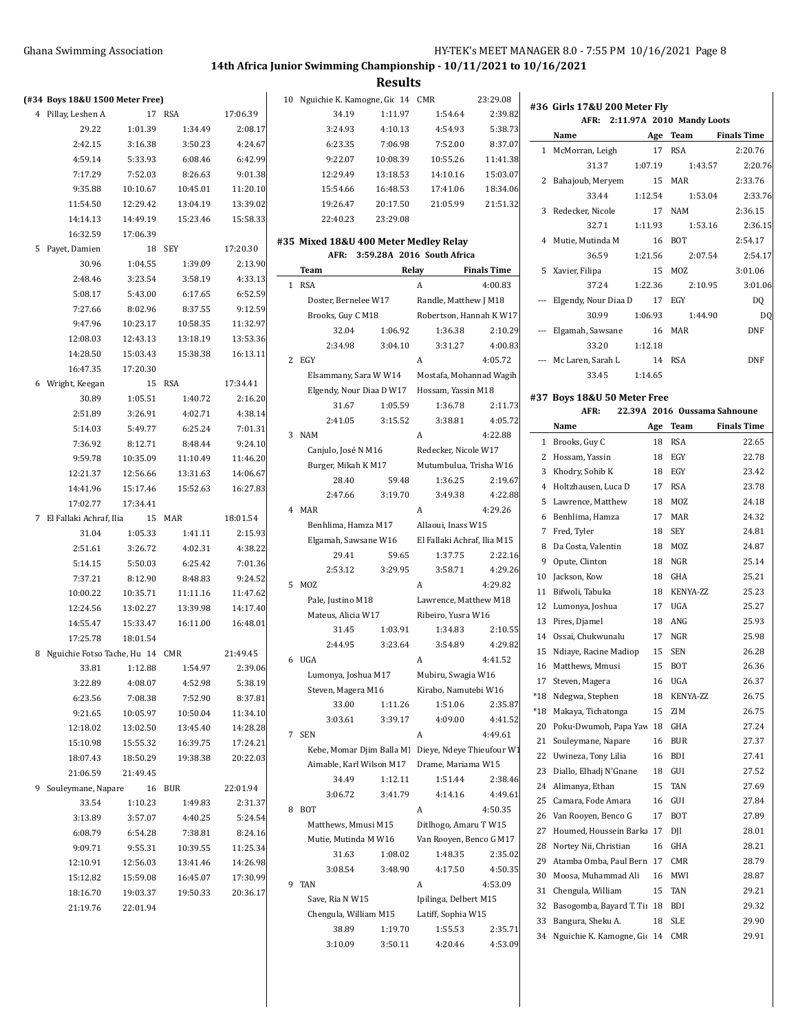## 14th Africa Junior Swimming Championship - 10/11/2021 to 10/16/2021

## Results

### (#34 Boys 18&U 1500 Meter Free)

| | Name | Age | Team | Finals Time |
|---|---|---|---|---|
| 4 | Pillay, Leshen A | 17 | RSA | 17:06.39 |
| | 29.22 | 1:01.39 | 1:34.49 | 2:08.17 |
| | 2:42.15 | 3:16.38 | 3:50.23 | 4:24.67 |
| | 4:59.14 | 5:33.93 | 6:08.46 | 6:42.99 |
| | 7:17.29 | 7:52.03 | 8:26.63 | 9:01.38 |
| | 9:35.88 | 10:10.67 | 10:45.01 | 11:20.10 |
| | 11:54.50 | 12:29.42 | 13:04.19 | 13:39.02 |
| | 14:14.13 | 14:49.19 | 15:23.46 | 15:58.33 |
| | 16:32.59 | 17:06.39 | | |
| 5 | Payet, Damien | 18 | SEY | 17:20.30 |
| | 30.96 | 1:04.55 | 1:39.09 | 2:13.90 |
| | 2:48.46 | 3:23.54 | 3:58.19 | 4:33.13 |
| | 5:08.17 | 5:43.00 | 6:17.65 | 6:52.59 |
| | 7:27.66 | 8:02.96 | 8:37.55 | 9:12.59 |
| | 9:47.96 | 10:23.17 | 10:58.35 | 11:32.97 |
| | 12:08.03 | 12:43.13 | 13:18.19 | 13:53.36 |
| | 14:28.50 | 15:03.43 | 15:38.38 | 16:13.11 |
| | 16:47.35 | 17:20.30 | | |
| 6 | Wright, Keegan | 15 | RSA | 17:34.41 |
| | 30.89 | 1:05.51 | 1:40.72 | 2:16.20 |
| | 2:51.89 | 3:26.91 | 4:02.71 | 4:38.14 |
| | 5:14.03 | 5:49.77 | 6:25.24 | 7:01.31 |
| | 7:36.92 | 8:12.71 | 8:48.44 | 9:24.10 |
| | 9:59.78 | 10:35.09 | 11:10.49 | 11:46.20 |
| | 12:21.37 | 12:56.66 | 13:31.63 | 14:06.67 |
| | 14:41.96 | 15:17.46 | 15:52.63 | 16:27.83 |
| | 17:02.77 | 17:34.41 | | |
| 7 | El Fallaki Achraf, Ilia | 15 | MAR | 18:01.54 |
| | 31.04 | 1:05.33 | 1:41.11 | 2:15.93 |
| | 2:51.61 | 3:26.72 | 4:02.31 | 4:38.22 |
| | 5:14.15 | 5:50.03 | 6:25.42 | 7:01.36 |
| | 7:37.21 | 8:12.90 | 8:48.83 | 9:24.52 |
| | 10:00.22 | 10:35.71 | 11:11.16 | 11:47.62 |
| | 12:24.56 | 13:02.27 | 13:39.98 | 14:17.40 |
| | 14:55.47 | 15:33.47 | 16:11.00 | 16:48.01 |
| | 17:25.78 | 18:01.54 | | |
| 8 | Nguichie Fotso Tache, Hu | 14 | CMR | 21:49.45 |
| | 33.81 | 1:12.88 | 1:54.97 | 2:39.06 |
| | 3:22.89 | 4:08.07 | 4:52.98 | 5:38.19 |
| | 6:23.56 | 7:08.38 | 7:52.90 | 8:37.81 |
| | 9:21.65 | 10:05.97 | 10:50.04 | 11:34.10 |
| | 12:18.02 | 13:02.50 | 13:45.40 | 14:28.28 |
| | 15:10.98 | 15:55.32 | 16:39.75 | 17:24.21 |
| | 18:07.43 | 18:50.29 | 19:38.38 | 20:22.03 |
| | 21:06.59 | 21:49.45 | | |
| 9 | Souleymane, Napare | 16 | BUR | 22:01.94 |
| | 33.54 | 1:10.23 | 1:49.83 | 2:31.37 |
| | 3:13.89 | 3:57.07 | 4:40.25 | 5:24.54 |
| | 6:08.79 | 6:54.28 | 7:38.81 | 8:24.16 |
| | 9:09.71 | 9:55.31 | 10:39.55 | 11:25.34 |
| | 12:10.91 | 12:56.03 | 13:41.46 | 14:26.98 |
| | 15:12.82 | 15:59.08 | 16:45.07 | 17:30.99 |
| | 18:16.70 | 19:03.37 | 19:50.33 | 20:36.17 |
| | 21:19.76 | 22:01.94 | | |
| 10 | Nguichie K. Kamogne, Gi | 14 | CMR | 23:29.08 |
| | 34.19 | 1:11.97 | 1:54.64 | 2:39.82 |
| | 3:24.93 | 4:10.13 | 4:54.93 | 5:38.73 |
| | 6:23.35 | 7:06.98 | 7:52.00 | 8:37.07 |
| | 9:22.07 | 10:08.39 | 10:55.26 | 11:41.38 |
| | 12:29.49 | 13:18.19 | 14:10.16 | 15:03.07 |
| | 15:54.66 | 16:48.53 | 17:41.06 | 18:34.06 |
| | 19:26.47 | 20:17.50 | 21:05.99 | 21:51.32 |
| | 22:40.23 | 23:29.08 | | |

### #35 Mixed 18&U 400 Meter Medley Relay

AFR: 3:59.28A 2016 South Africa

| | Team | | Relay | Finals Time |
|---|---|---|---|---|
| 1 | RSA | | A | 4:00.83 |
| | Doster, Bernelee W17 | | Randle, Matthew J M18 | |
| | Brooks, Guy C M18 | | Robertson, Hannah K W17 | |
| | 32.04 | 1:06.92 | 1:36.38 | 2:10.29 |
| | 2:34.98 | 3:04.10 | 3:31.27 | 4:00.83 |
| 2 | EGY | | A | 4:05.72 |
| | Elsammany, Sara W W14 | | Mostafa, Mohannad Wagih | |
| | Elgendy, Nour Diaa D W17 | | Hossam, Yassin M18 | |
| | 31.67 | 1:05.59 | 1:36.78 | 2:11.73 |
| | 2:41.05 | 3:15.52 | 3:38.81 | 4:05.72 |
| 3 | NAM | | A | 4:22.88 |
| | Canjulo, José N M16 | | Redecker, Nicole W17 | |
| | Burger, Mikah K M17 | | Mutumbulua, Trisha W16 | |
| | 28.40 | 59.48 | 1:36.25 | 2:19.67 |
| | 2:47.66 | 3:19.70 | 3:49.38 | 4:22.88 |
| 4 | MAR | | A | 4:29.26 |
| | Benhlima, Hamza M17 | | Allaoui, Inass W15 | |
| | Elgamah, Sawsane W16 | | El Fallaki Achraf, Ilia M15 | |
| | 29.41 | 59.65 | 1:37.75 | 2:22.16 |
| | 2:53.12 | 3:29.95 | 3:58.71 | 4:29.26 |
| 5 | MOZ | | A | 4:29.82 |
| | Pale, Justino M18 | | Lawrence, Matthew M18 | |
| | Mateus, Alicia W17 | | Ribeiro, Yusra W16 | |
| | 31.45 | 1:03.91 | 1:34.83 | 2:10.55 |
| | 2:44.95 | 3:23.64 | 3:54.89 | 4:29.82 |
| 6 | UGA | | A | 4:41.52 |
| | Lumonya, Joshua M17 | | Mubiru, Swagia W16 | |
| | Steven, Magera M16 | | Kirabo, Namutebi W16 | |
| | 33.00 | 1:11.26 | 1:51.06 | 2:35.87 |
| | 3:03.61 | 3:39.17 | 4:09.00 | 4:41.52 |
| 7 | SEN | | A | 4:49.61 |
| | Kebe, Momar Djim Balla M1 | | Dieye, Ndeye Thieufour W1 | |
| | Aimable, Karl Wilson M17 | | Drame, Mariama W15 | |
| | 34.49 | 1:12.11 | 1:51.44 | 2:38.46 |
| | 3:06.72 | 3:41.79 | 4:14.16 | 4:49.61 |
| 8 | BOT | | A | 4:50.35 |
| | Matthews, Mmusi M15 | | Ditlhogo, Amaru T W15 | |
| | Mutie, Mutinda M W16 | | Van Rooyen, Benco G M17 | |
| | 31.63 | 1:08.02 | 1:48.35 | 2:35.02 |
| | 3:08.54 | 3:48.90 | 4:17.50 | 4:50.35 |
| 9 | TAN | | A | 4:53.09 |
| | Save, Ria N W15 | | Ipilinga, Delbert M15 | |
| | Chengula, William M15 | | Latiff, Sophia W15 | |
| | 38.89 | 1:19.70 | 1:55.53 | 2:35.71 |
| | 3:10.09 | 3:50.11 | 4:20.46 | 4:53.09 |

### #36 Girls 17&U 200 Meter Fly

AFR: 2:11.97A 2010 Mandy Loots

| | Name | Age | Team | Finals Time |
|---|---|---|---|---|
| 1 | McMorran, Leigh | 17 | RSA | 2:20.76 |
| | 31.37 | 1:07.19 | 1:43.57 | 2:20.76 |
| 2 | Bahajoub, Meryem | 15 | MAR | 2:33.76 |
| | 33.44 | 1:12.54 | 1:53.04 | 2:33.76 |
| 3 | Redecker, Nicole | 17 | NAM | 2:36.15 |
| | 32.71 | 1:11.93 | 1:53.16 | 2:36.15 |
| 4 | Mutie, Mutinda M | 16 | BOT | 2:54.17 |
| | 36.59 | 1:21.56 | 2:07.54 | 2:54.17 |
| 5 | Xavier, Filipa | 15 | MOZ | 3:01.06 |
| | 37.24 | 1:22.36 | 2:10.95 | 3:01.06 |
| --- | Elgendy, Nour Diaa D | 17 | EGY | DQ |
| | 30.99 | 1:06.93 | 1:44.90 | DQ |
| --- | Elgamah, Sawsane | 16 | MAR | DNF |
| | 33.20 | 1:12.18 | | |
| --- | Mc Laren, Sarah L | 14 | RSA | DNF |
| | 33.45 | 1:14.65 | | |

### #37 Boys 18&U 50 Meter Free

AFR: 22.39A 2016 Oussama Sahnoune

| | Name | Age | Team | Finals Time |
|---|---|---|---|---|
| 1 | Brooks, Guy C | 18 | RSA | 22.65 |
| 2 | Hossam, Yassin | 18 | EGY | 22.78 |
| 3 | Khodry, Sohib K | 18 | EGY | 23.42 |
| 4 | Holtzhausen, Luca D | 17 | RSA | 23.78 |
| 5 | Lawrence, Matthew | 18 | MOZ | 24.18 |
| 6 | Benhlima, Hamza | 17 | MAR | 24.32 |
| 7 | Fred, Tyler | 18 | SEY | 24.81 |
| 8 | Da Costa, Valentin | 18 | MOZ | 24.87 |
| 9 | Opute, Clinton | 18 | NGR | 25.14 |
| 10 | Jackson, Kow | 18 | GHA | 25.21 |
| 11 | Bifwoli, Tabuka | 18 | KENYA-ZZ | 25.23 |
| 12 | Lumonya, Joshua | 17 | UGA | 25.27 |
| 13 | Pires, Djamel | 18 | ANG | 25.93 |
| 14 | Ossai, Chukwunalu | 17 | NGR | 25.98 |
| 15 | Ndiaye, Racine Madiop | 15 | SEN | 26.28 |
| 16 | Matthews, Mmusi | 15 | BOT | 26.36 |
| 17 | Steven, Magera | 16 | UGA | 26.37 |
| *18 | Ndegwa, Stephen | 18 | KENYA-ZZ | 26.75 |
| *18 | Makaya, Tichatonga | 15 | ZIM | 26.75 |
| 20 | Poku-Dwumoh, Papa Yaw | 18 | GHA | 27.24 |
| 21 | Souleymane, Napare | 16 | BUR | 27.37 |
| 22 | Uwineza, Tony Lilia | 16 | BDI | 27.41 |
| 23 | Diallo, Elhadj N'Gnane | 18 | GUI | 27.52 |
| 24 | Alimanya, Ethan | 15 | TAN | 27.69 |
| 25 | Camara, Fode Amara | 16 | GUI | 27.84 |
| 26 | Van Rooyen, Benco G | 17 | BOT | 27.89 |
| 27 | Houmed, Houssein Barka | 17 | DJI | 28.01 |
| 28 | Nortey Nii, Christian | 16 | GHA | 28.21 |
| 29 | Atamba Omba, Paul Bern | 17 | CMR | 28.79 |
| 30 | Moosa, Muhammad Ali | 16 | MWI | 28.87 |
| 31 | Chengula, William | 15 | TAN | 29.21 |
| 32 | Basogomba, Bayard T. Tir | 18 | BDI | 29.32 |
| 33 | Bangura, Sheku A. | 18 | SLE | 29.90 |
| 34 | Nguichie K. Kamogne, Gi | 14 | CMR | 29.91 |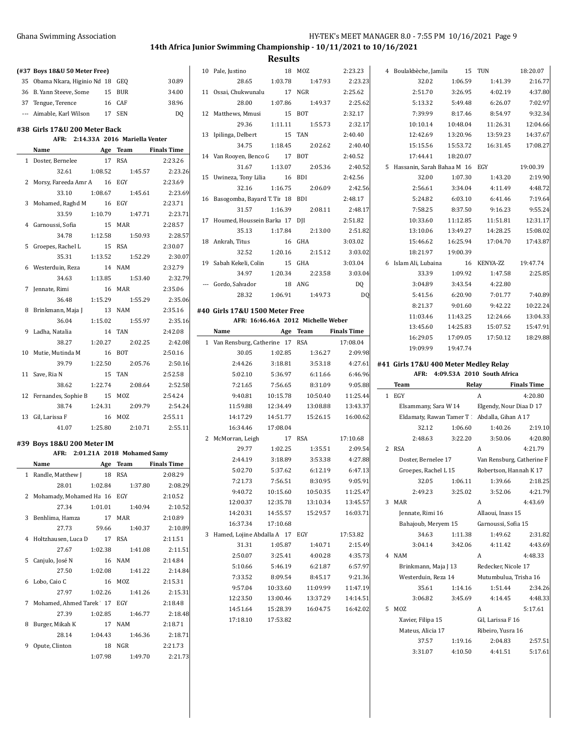## 14th Africa Junior Swimming Championship - 10/11/2021 to 10/16/2021

### Results

**(#37 Boys 18&U 50 Meter Free)**

| | Name | Age | Team | Finals Time |
|---|---|---|---|---|
| 35 | Obama Nkara, Higinio Nd | 18 | GEQ | 30.89 |
| 36 | B. Yann Steeve, Some | 15 | BUR | 34.00 |
| 37 | Tengue, Terence | 16 | CAF | 38.96 |
| --- | Aimable, Karl Wilson | 17 | SEN | DQ |

### #38 Girls 17&U 200 Meter Back

AFR: 2:14.33A 2016 Mariella Venter

| | Name | Age | Team | Finals Time |
|---|---|---|---|---|
| 1 | Doster, Bernelee | 17 | RSA | 2:23.26 |
| | 32.61 | 1:08.52 | 1:45.57 | 2:23.26 |
| 2 | Morsy, Fareeda Amr A | 16 | EGY | 2:23.69 |
| | 33.10 | 1:08.67 | 1:45.61 | 2:23.69 |
| 3 | Mohamed, Raghd M | 16 | EGY | 2:23.71 |
| | 33.59 | 1:10.79 | 1:47.71 | 2:23.71 |
| 4 | Garnoussi, Sofia | 15 | MAR | 2:28.57 |
| | 34.78 | 1:12.58 | 1:50.93 | 2:28.57 |
| 5 | Groepes, Rachel L | 15 | RSA | 2:30.07 |
| | 35.31 | 1:13.52 | 1:52.29 | 2:30.07 |
| 6 | Westerduin, Reza | 14 | NAM | 2:32.79 |
| | 34.63 | 1:13.85 | 1:53.40 | 2:32.79 |
| 7 | Jennate, Rimi | 16 | MAR | 2:35.06 |
| | 36.48 | 1:15.29 | 1:55.29 | 2:35.06 |
| 8 | Brinkmann, Maja J | 13 | NAM | 2:35.16 |
| | 36.04 | 1:15.02 | 1:55.97 | 2:35.16 |
| 9 | Ladha, Natalia | 14 | TAN | 2:42.08 |
| | 38.27 | 1:20.27 | 2:02.25 | 2:42.08 |
| 10 | Mutie, Mutinda M | 16 | BOT | 2:50.16 |
| | 39.79 | 1:22.50 | 2:05.76 | 2:50.16 |
| 11 | Save, Ria N | 15 | TAN | 2:52.58 |
| | 38.62 | 1:22.74 | 2:08.64 | 2:52.58 |
| 12 | Fernandes, Sophie B | 15 | MOZ | 2:54.24 |
| | 38.74 | 1:24.31 | 2:09.79 | 2:54.24 |
| 13 | Gil, Larissa F | 16 | MOZ | 2:55.11 |
| | 41.07 | 1:25.80 | 2:10.71 | 2:55.11 |

### #39 Boys 18&U 200 Meter IM

AFR: 2:01.21A 2018 Mohamed Samy

| | Name | Age | Team | Finals Time |
|---|---|---|---|---|
| 1 | Randle, Matthew J | 18 | RSA | 2:08.29 |
| | 28.01 | 1:02.84 | 1:37.80 | 2:08.29 |
| 2 | Mohamady, Mohamed Ha | 16 | EGY | 2:10.52 |
| | 27.34 | 1:01.01 | 1:40.94 | 2:10.52 |
| 3 | Benhlima, Hamza | 17 | MAR | 2:10.89 |
| | 27.73 | 59.66 | 1:40.37 | 2:10.89 |
| 4 | Holtzhausen, Luca D | 17 | RSA | 2:11.51 |
| | 27.67 | 1:02.38 | 1:41.08 | 2:11.51 |
| 5 | Canjulo, José N | 16 | NAM | 2:14.84 |
| | 27.50 | 1:02.08 | 1:41.22 | 2:14.84 |
| 6 | Lobo, Caio C | 16 | MOZ | 2:15.31 |
| | 27.97 | 1:02.26 | 1:41.26 | 2:15.31 |
| 7 | Mohamed, Ahmed Tarek | 17 | EGY | 2:18.48 |
| | 27.39 | 1:02.85 | 1:46.77 | 2:18.48 |
| 8 | Burger, Mikah K | 17 | NAM | 2:18.71 |
| | 28.14 | 1:04.43 | 1:46.36 | 2:18.71 |
| 9 | Opute, Clinton | 18 | NGR | 2:21.73 |
| | | 1:07.98 | 1:49.70 | 2:21.73 |
| 10 | Pale, Justino | 18 | MOZ | 2:23.23 |
| | 28.65 | 1:03.78 | 1:47.93 | 2:23.23 |
| 11 | Ossai, Chukwunalu | 17 | NGR | 2:25.62 |
| | 28.00 | 1:07.86 | 1:49.37 | 2:25.62 |
| 12 | Matthews, Mmusi | 15 | BOT | 2:32.17 |
| | 29.36 | 1:11.11 | 1:55.73 | 2:32.17 |
| 13 | Ipilinga, Delbert | 15 | TAN | 2:40.40 |
| | 34.75 | 1:18.45 | 2:02.62 | 2:40.40 |
| 14 | Van Rooyen, Benco G | 17 | BOT | 2:40.52 |
| | 31.67 | 1:13.07 | 2:05.36 | 2:40.52 |
| 15 | Uwineza, Tony Lilia | 16 | BDI | 2:42.56 |
| | 32.16 | 1:16.75 | 2:06.09 | 2:42.56 |
| 16 | Basogomba, Bayard T. Tir | 18 | BDI | 2:48.17 |
| | 31.57 | 1:16.39 | 2:08.11 | 2:48.17 |
| 17 | Houmed, Houssein Barka | 17 | DJI | 2:51.82 |
| | 35.13 | 1:17.84 | 2:13.00 | 2:51.82 |
| 18 | Ankrah, Titus | 16 | GHA | 3:03.02 |
| | 32.52 | 1:20.16 | 2:15.12 | 3:03.02 |
| 19 | Sabah Kekeli, Colin | 15 | GHA | 3:03.04 |
| | 34.97 | 1:20.34 | 2:23.58 | 3:03.04 |
| --- | Gordo, Salvador | 18 | ANG | DQ |
| | 28.32 | 1:06.91 | 1:49.73 | DQ |

### #40 Girls 17&U 1500 Meter Free

AFR: 16:46.46A 2012 Michelle Weber

| | Name | Age | Team | Finals Time |
|---|---|---|---|---|
| 1 | Van Rensburg, Catherine | 17 | RSA | 17:08.04 |
| | 30.05 | 1:02.85 | 1:36.27 | 2:09.98 |
| | 2:44.26 | 3:18.81 | 3:53.18 | 4:27.61 |
| | 5:02.10 | 5:36.97 | 6:11.66 | 6:46.96 |
| | 7:21.65 | 7:56.65 | 8:31.09 | 9:05.88 |
| | 9:40.81 | 10:15.78 | 10:50.40 | 11:25.44 |
| | 11:59.88 | 12:34.49 | 13:08.88 | 13:43.37 |
| | 14:17.29 | 14:51.77 | 15:26.15 | 16:00.62 |
| | 16:34.46 | 17:08.04 | | |
| 2 | McMorran, Leigh | 17 | RSA | 17:10.68 |
| | 29.77 | 1:02.25 | 1:35.51 | 2:09.54 |
| | 2:44.19 | 3:18.89 | 3:53.38 | 4:27.88 |
| | 5:02.70 | 5:37.62 | 6:12.19 | 6:47.13 |
| | 7:21.73 | 7:56.51 | 8:30.95 | 9:05.91 |
| | 9:40.72 | 10:15.60 | 10:50.35 | 11:25.47 |
| | 12:00.37 | 12:35.78 | 13:10.34 | 13:45.57 |
| | 14:20.31 | 14:55.57 | 15:29.57 | 16:03.71 |
| | 16:37.34 | 17:10.68 | | |
| 3 | Hamed, Lojine Abdalla A | 17 | EGY | 17:53.82 |
| | 31.31 | 1:05.87 | 1:40.71 | 2:15.49 |
| | 2:50.07 | 3:25.41 | 4:00.28 | 4:35.73 |
| | 5:10.66 | 5:46.19 | 6:21.87 | 6:57.97 |
| | 7:33.52 | 8:09.54 | 8:45.17 | 9:21.36 |
| | 9:57.04 | 10:33.60 | 11:09.99 | 11:47.19 |
| | 12:23.50 | 13:00.46 | 13:37.29 | 14:14.51 |
| | 14:51.64 | 15:28.39 | 16:04.75 | 16:42.02 |
| | 17:18.10 | 17:53.82 | | |
| 4 | Boulakbèche, Jamila | 15 | TUN | 18:20.07 |
| | 32.02 | 1:06.59 | 1:41.39 | 2:16.77 |
| | 2:51.70 | 3:26.95 | 4:02.19 | 4:37.80 |
| | 5:13.32 | 5:49.48 | 6:26.07 | 7:02.97 |
| | 7:39.99 | 8:17.46 | 8:54.97 | 9:32.34 |
| | 10:10.14 | 10:48.04 | 11:26.31 | 12:04.66 |
| | 12:42.69 | 13:20.96 | 13:59.23 | 14:37.67 |
| | 15:15.56 | 15:53.72 | 16:31.45 | 17:08.27 |
| | 17:44.41 | 18:20.07 | | |
| 5 | Hassanin, Sarah Bahaa M | 16 | EGY | 19:00.39 |
| | 32.00 | 1:07.30 | 1:43.20 | 2:19.90 |
| | 2:56.61 | 3:34.04 | 4:11.49 | 4:48.72 |
| | 5:24.82 | 6:03.10 | 6:41.46 | 7:19.64 |
| | 7:58.25 | 8:37.50 | 9:16.23 | 9:55.24 |
| | 10:33.60 | 11:12.85 | 11:51.81 | 12:31.17 |
| | 13:10.06 | 13:49.27 | 14:28.25 | 15:08.02 |
| | 15:46.62 | 16:25.94 | 17:04.70 | 17:43.87 |
| | 18:21.97 | 19:00.39 | | |
| 6 | Islam Ali, Lubaina | 16 | KENYA-ZZ | 19:47.74 |
| | 33.39 | 1:09.92 | 1:47.58 | 2:25.85 |
| | 3:04.89 | 3:43.54 | 4:22.80 | |
| | 5:41.56 | 6:20.90 | 7:01.77 | 7:40.89 |
| | 8:21.37 | 9:01.60 | 9:42.22 | 10:22.24 |
| | 11:03.46 | 11:43.25 | 12:24.66 | 13:04.33 |
| | 13:45.60 | 14:25.83 | 15:07.52 | 15:47.91 |
| | 16:29.05 | 17:09.05 | 17:50.12 | 18:29.88 |
| | 19:09.99 | 19:47.74 | | |

### #41 Girls 17&U 400 Meter Medley Relay

AFR: 4:09.53A 2010 South Africa

| | Team | | Relay | Finals Time |
|---|---|---|---|---|
| 1 | EGY | | A | 4:20.80 |
| | Elsammany, Sara W 14 | | Elgendy, Nour Diaa D 17 | |
| | Eldamaty, Rawan Tamer T | | Abdalla, Gihan A 17 | |
| | 32.12 | 1:06.60 | 1:40.26 | 2:19.10 |
| | 2:48.63 | 3:22.20 | 3:50.06 | 4:20.80 |
| 2 | RSA | | A | 4:21.79 |
| | Doster, Bernelee 17 | | Van Rensburg, Catherine F | |
| | Groepes, Rachel L 15 | | Robertson, Hannah K 17 | |
| | 32.05 | 1:06.11 | 1:39.66 | 2:18.25 |
| | 2:49.23 | 3:25.02 | 3:52.06 | 4:21.79 |
| 3 | MAR | | A | 4:43.69 |
| | Jennate, Rimi 16 | | Allaoui, Inass 15 | |
| | Bahajoub, Meryem 15 | | Garnoussi, Sofia 15 | |
| | 34.63 | 1:11.38 | 1:49.62 | 2:31.82 |
| | 3:04.14 | 3:42.06 | 4:11.42 | 4:43.69 |
| 4 | NAM | | A | 4:48.33 |
| | Brinkmann, Maja J 13 | | Redecker, Nicole 17 | |
| | Westerduin, Reza 14 | | Mutumbulua, Trisha 16 | |
| | 35.61 | 1:14.16 | 1:51.44 | 2:34.26 |
| | 3:06.82 | 3:45.69 | 4:14.45 | 4:48.33 |
| 5 | MOZ | | A | 5:17.61 |
| | Xavier, Filipa 15 | | Gil, Larissa F 16 | |
| | Mateus, Alicia 17 | | Ribeiro, Yusra 16 | |
| | 37.57 | 1:19.16 | 2:04.83 | 2:57.51 |
| | 3:31.07 | 4:10.50 | 4:41.51 | 5:17.61 |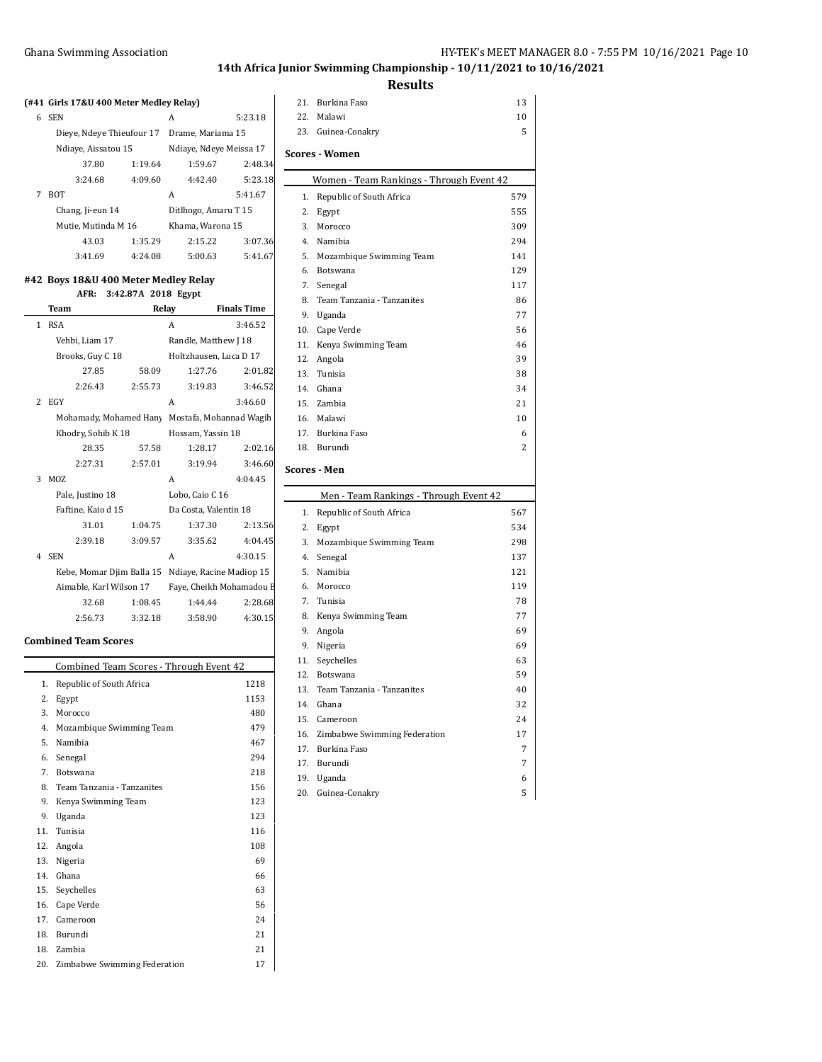## 14th Africa Junior Swimming Championship - 10/11/2021 to 10/16/2021

## Results

**(#41 Girls 17&U 400 Meter Medley Relay)**

| | Team | Relay | Finals Time |
|---|---|---|---|
| 6 | SEN | A | 5:23.18 |
| | Dieye, Ndeye Thieufour 17 | Drame, Mariama 15 | |
| | Ndiaye, Aissatou 15 | Ndiaye, Ndeye Meissa 17 | |
| | 37.80 1:19.64 | 1:59.67 | 2:48.34 |
| | 3:24.68 4:09.60 | 4:42.40 | 5:23.18 |
| 7 | BOT | A | 5:41.67 |
| | Chang, Ji-eun 14 | Ditlhogo, Amaru T 15 | |
| | Mutie, Mutinda M 16 | Khama, Warona 15 | |
| | 43.03 1:35.29 | 2:15.22 | 3:07.36 |
| | 3:41.69 4:24.08 | 5:00.63 | 5:41.67 |

### #42 Boys 18&U 400 Meter Medley Relay

AFR: 3:42.87A 2018 Egypt

| | Team | Relay | Finals Time |
|---|---|---|---|
| 1 | RSA | A | 3:46.52 |
| | Vehbi, Liam 17 | Randle, Matthew J 18 | |
| | Brooks, Guy C 18 | Holtzhausen, Luca D 17 | |
| | 27.85 58.09 | 1:27.76 | 2:01.82 |
| | 2:26.43 2:55.73 | 3:19.83 | 3:46.52 |
| 2 | EGY | A | 3:46.60 |
| | Mohamady, Mohamed Hany | Mostafa, Mohannad Wagih | |
| | Khodry, Sohib K 18 | Hossam, Yassin 18 | |
| | 28.35 57.58 | 1:28.17 | 2:02.16 |
| | 2:27.31 2:57.01 | 3:19.94 | 3:46.60 |
| 3 | MOZ | A | 4:04.45 |
| | Pale, Justino 18 | Lobo, Caio C 16 | |
| | Faftine, Kaio d 15 | Da Costa, Valentin 18 | |
| | 31.01 1:04.75 | 1:37.30 | 2:13.56 |
| | 2:39.18 3:09.57 | 3:35.62 | 4:04.45 |
| 4 | SEN | A | 4:30.15 |
| | Kebe, Momar Djim Balla 15 | Ndiaye, Racine Madiop 15 | |
| | Aimable, Karl Wilson 17 | Faye, Cheikh Mohamadou B | |
| | 32.68 1:08.45 | 1:44.44 | 2:28.68 |
| | 2:56.73 3:32.18 | 3:58.90 | 4:30.15 |

### Combined Team Scores

Combined Team Scores - Through Event 42

| | Team | Score |
|---|---|---|
| 1. | Republic of South Africa | 1218 |
| 2. | Egypt | 1153 |
| 3. | Morocco | 480 |
| 4. | Mozambique Swimming Team | 479 |
| 5. | Namibia | 467 |
| 6. | Senegal | 294 |
| 7. | Botswana | 218 |
| 8. | Team Tanzania - Tanzanites | 156 |
| 9. | Kenya Swimming Team | 123 |
| 9. | Uganda | 123 |
| 11. | Tunisia | 116 |
| 12. | Angola | 108 |
| 13. | Nigeria | 69 |
| 14. | Ghana | 66 |
| 15. | Seychelles | 63 |
| 16. | Cape Verde | 56 |
| 17. | Cameroon | 24 |
| 18. | Burundi | 21 |
| 18. | Zambia | 21 |
| 20. | Zimbabwe Swimming Federation | 17 |
| 21. | Burkina Faso | 13 |
| 22. | Malawi | 10 |
| 23. | Guinea-Conakry | 5 |

### Scores - Women

Women - Team Rankings - Through Event 42

| | Team | Score |
|---|---|---|
| 1. | Republic of South Africa | 579 |
| 2. | Egypt | 555 |
| 3. | Morocco | 309 |
| 4. | Namibia | 294 |
| 5. | Mozambique Swimming Team | 141 |
| 6. | Botswana | 129 |
| 7. | Senegal | 117 |
| 8. | Team Tanzania - Tanzanites | 86 |
| 9. | Uganda | 77 |
| 10. | Cape Verde | 56 |
| 11. | Kenya Swimming Team | 46 |
| 12. | Angola | 39 |
| 13. | Tunisia | 38 |
| 14. | Ghana | 34 |
| 15. | Zambia | 21 |
| 16. | Malawi | 10 |
| 17. | Burkina Faso | 6 |
| 18. | Burundi | 2 |

### Scores - Men

Men - Team Rankings - Through Event 42

| | Team | Score |
|---|---|---|
| 1. | Republic of South Africa | 567 |
| 2. | Egypt | 534 |
| 3. | Mozambique Swimming Team | 298 |
| 4. | Senegal | 137 |
| 5. | Namibia | 121 |
| 6. | Morocco | 119 |
| 7. | Tunisia | 78 |
| 8. | Kenya Swimming Team | 77 |
| 9. | Angola | 69 |
| 9. | Nigeria | 69 |
| 11. | Seychelles | 63 |
| 12. | Botswana | 59 |
| 13. | Team Tanzania - Tanzanites | 40 |
| 14. | Ghana | 32 |
| 15. | Cameroon | 24 |
| 16. | Zimbabwe Swimming Federation | 17 |
| 17. | Burkina Faso | 7 |
| 17. | Burundi | 7 |
| 19. | Uganda | 6 |
| 20. | Guinea-Conakry | 5 |